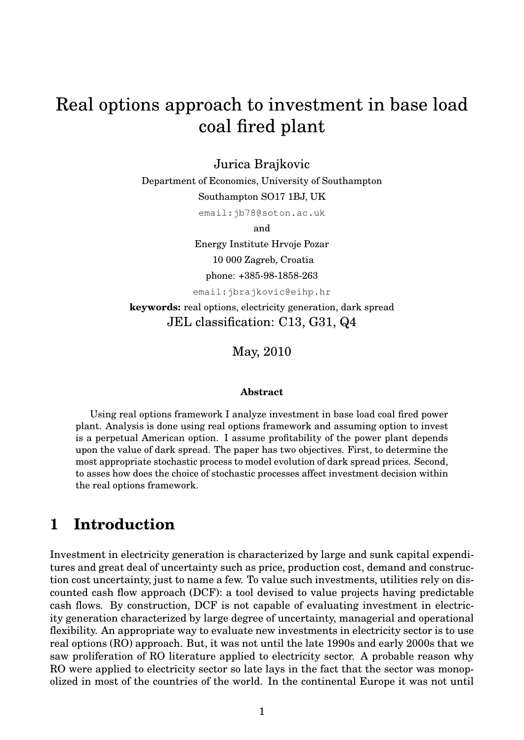# Real options approach to investment in base load coal fired plant

Jurica Brajkovic

Department of Economics, University of Southampton

Southampton SO17 1BJ, UK

email:jb78@soton.ac.uk

and

Energy Institute Hrvoje Pozar

10 000 Zagreb, Croatia

phone: +385-98-1858-263

email:jbrajkovic@eihp.hr

**keywords:** real options, electricity generation, dark spread

JEL classification: C13, G31, Q4

May, 2010

**Abstract**

Using real options framework I analyze investment in base load coal fired power plant. Analysis is done using real options framework and assuming option to invest is a perpetual American option. I assume profitability of the power plant depends upon the value of dark spread. The paper has two objectives. First, to determine the most appropriate stochastic process to model evolution of dark spread prices. Second, to asses how does the choice of stochastic processes affect investment decision within the real options framework.

## 1 Introduction

Investment in electricity generation is characterized by large and sunk capital expenditures and great deal of uncertainty such as price, production cost, demand and construction cost uncertainty, just to name a few. To value such investments, utilities rely on discounted cash flow approach (DCF): a tool devised to value projects having predictable cash flows. By construction, DCF is not capable of evaluating investment in electricity generation characterized by large degree of uncertainty, managerial and operational flexibility. An appropriate way to evaluate new investments in electricity sector is to use real options (RO) approach. But, it was not until the late 1990s and early 2000s that we saw proliferation of RO literature applied to electricity sector. A probable reason why RO were applied to electricity sector so late lays in the fact that the sector was monopolized in most of the countries of the world. In the continental Europe it was not until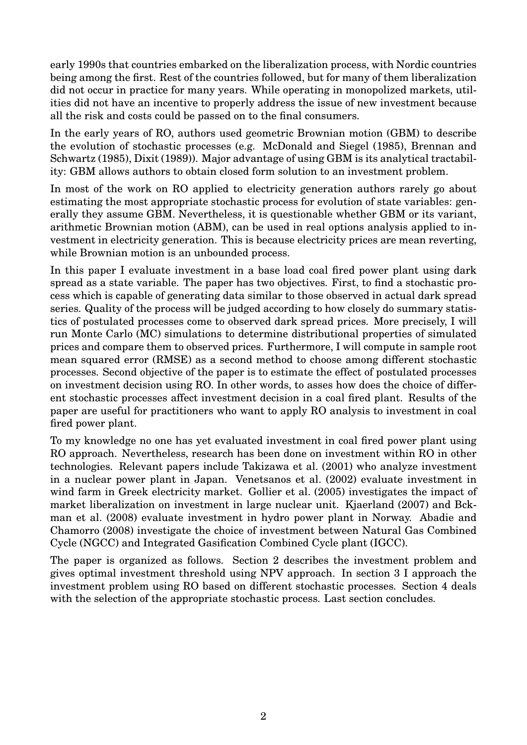early 1990s that countries embarked on the liberalization process, with Nordic countries being among the first. Rest of the countries followed, but for many of them liberalization did not occur in practice for many years. While operating in monopolized markets, utilities did not have an incentive to properly address the issue of new investment because all the risk and costs could be passed on to the final consumers.

In the early years of RO, authors used geometric Brownian motion (GBM) to describe the evolution of stochastic processes (e.g. McDonald and Siegel (1985), Brennan and Schwartz (1985), Dixit (1989)). Major advantage of using GBM is its analytical tractability: GBM allows authors to obtain closed form solution to an investment problem.

In most of the work on RO applied to electricity generation authors rarely go about estimating the most appropriate stochastic process for evolution of state variables: generally they assume GBM. Nevertheless, it is questionable whether GBM or its variant, arithmetic Brownian motion (ABM), can be used in real options analysis applied to investment in electricity generation. This is because electricity prices are mean reverting, while Brownian motion is an unbounded process.

In this paper I evaluate investment in a base load coal fired power plant using dark spread as a state variable. The paper has two objectives. First, to find a stochastic process which is capable of generating data similar to those observed in actual dark spread series. Quality of the process will be judged according to how closely do summary statistics of postulated processes come to observed dark spread prices. More precisely, I will run Monte Carlo (MC) simulations to determine distributional properties of simulated prices and compare them to observed prices. Furthermore, I will compute in sample root mean squared error (RMSE) as a second method to choose among different stochastic processes. Second objective of the paper is to estimate the effect of postulated processes on investment decision using RO. In other words, to asses how does the choice of different stochastic processes affect investment decision in a coal fired plant. Results of the paper are useful for practitioners who want to apply RO analysis to investment in coal fired power plant.

To my knowledge no one has yet evaluated investment in coal fired power plant using RO approach. Nevertheless, research has been done on investment within RO in other technologies. Relevant papers include Takizawa et al. (2001) who analyze investment in a nuclear power plant in Japan. Venetsanos et al. (2002) evaluate investment in wind farm in Greek electricity market. Gollier et al. (2005) investigates the impact of market liberalization on investment in large nuclear unit. Kjaerland (2007) and Bckman et al. (2008) evaluate investment in hydro power plant in Norway. Abadie and Chamorro (2008) investigate the choice of investment between Natural Gas Combined Cycle (NGCC) and Integrated Gasification Combined Cycle plant (IGCC).

The paper is organized as follows. Section 2 describes the investment problem and gives optimal investment threshold using NPV approach. In section 3 I approach the investment problem using RO based on different stochastic processes. Section 4 deals with the selection of the appropriate stochastic process. Last section concludes.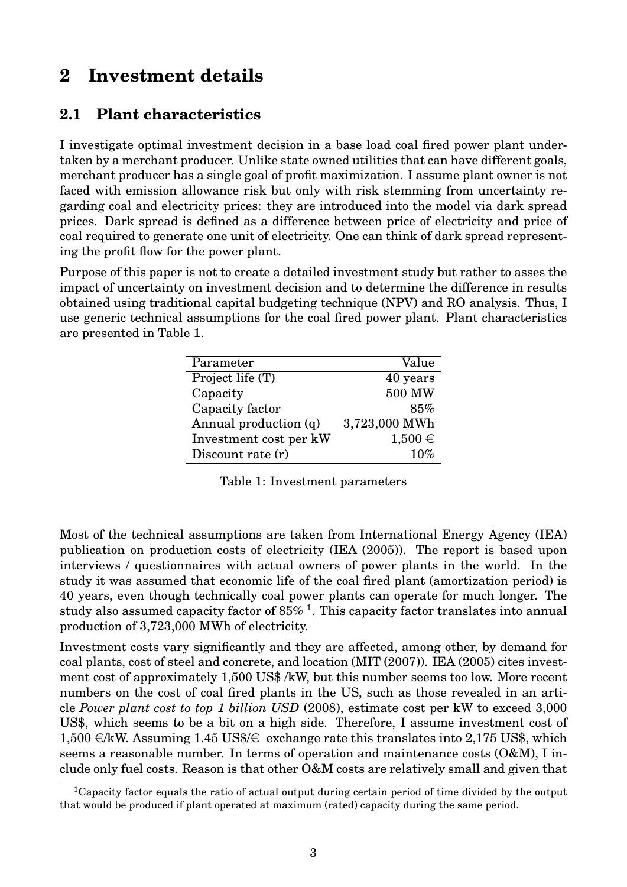## 2 Investment details

### 2.1 Plant characteristics

I investigate optimal investment decision in a base load coal fired power plant undertaken by a merchant producer. Unlike state owned utilities that can have different goals, merchant producer has a single goal of profit maximization. I assume plant owner is not faced with emission allowance risk but only with risk stemming from uncertainty regarding coal and electricity prices: they are introduced into the model via dark spread prices. Dark spread is defined as a difference between price of electricity and price of coal required to generate one unit of electricity. One can think of dark spread representing the profit flow for the power plant.

Purpose of this paper is not to create a detailed investment study but rather to asses the impact of uncertainty on investment decision and to determine the difference in results obtained using traditional capital budgeting technique (NPV) and RO analysis. Thus, I use generic technical assumptions for the coal fired power plant. Plant characteristics are presented in Table 1.

| Parameter | Value |
|---|---|
| Project life (T) | 40 years |
| Capacity | 500 MW |
| Capacity factor | 85% |
| Annual production (q) | 3,723,000 MWh |
| Investment cost per kW | 1,500 € |
| Discount rate (r) | 10% |

Table 1: Investment parameters

Most of the technical assumptions are taken from International Energy Agency (IEA) publication on production costs of electricity (IEA (2005)). The report is based upon interviews / questionnaires with actual owners of power plants in the world. In the study it was assumed that economic life of the coal fired plant (amortization period) is 40 years, even though technically coal power plants can operate for much longer. The study also assumed capacity factor of 85% [1]. This capacity factor translates into annual production of 3,723,000 MWh of electricity.

Investment costs vary significantly and they are affected, among other, by demand for coal plants, cost of steel and concrete, and location (MIT (2007)). IEA (2005) cites investment cost of approximately 1,500 US$ /kW, but this number seems too low. More recent numbers on the cost of coal fired plants in the US, such as those revealed in an article *Power plant cost to top 1 billion USD* (2008), estimate cost per kW to exceed 3,000 US$, which seems to be a bit on a high side. Therefore, I assume investment cost of 1,500 €/kW. Assuming 1.45 US$/€ exchange rate this translates into 2,175 US$, which seems a reasonable number. In terms of operation and maintenance costs (O&M), I include only fuel costs. Reason is that other O&M costs are relatively small and given that

[1] Capacity factor equals the ratio of actual output during certain period of time divided by the output that would be produced if plant operated at maximum (rated) capacity during the same period.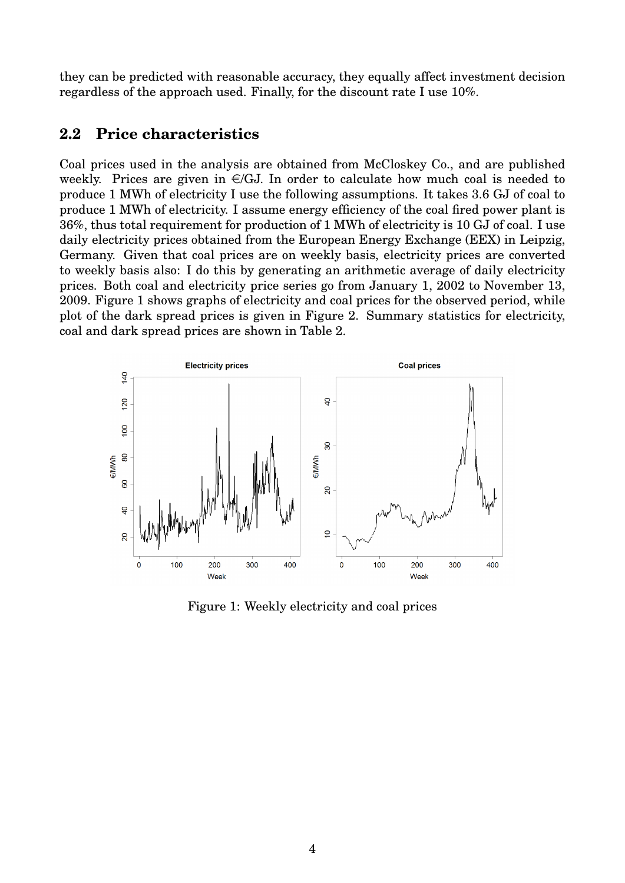they can be predicted with reasonable accuracy, they equally affect investment decision regardless of the approach used. Finally, for the discount rate I use 10%.

## 2.2 Price characteristics

Coal prices used in the analysis are obtained from McCloskey Co., and are published weekly. Prices are given in €/GJ. In order to calculate how much coal is needed to produce 1 MWh of electricity I use the following assumptions. It takes 3.6 GJ of coal to produce 1 MWh of electricity. I assume energy efficiency of the coal fired power plant is 36%, thus total requirement for production of 1 MWh of electricity is 10 GJ of coal. I use daily electricity prices obtained from the European Energy Exchange (EEX) in Leipzig, Germany. Given that coal prices are on weekly basis, electricity prices are converted to weekly basis also: I do this by generating an arithmetic average of daily electricity prices. Both coal and electricity price series go from January 1, 2002 to November 13, 2009. Figure 1 shows graphs of electricity and coal prices for the observed period, while plot of the dark spread prices is given in Figure 2. Summary statistics for electricity, coal and dark spread prices are shown in Table 2.

Figure 1: Weekly electricity and coal prices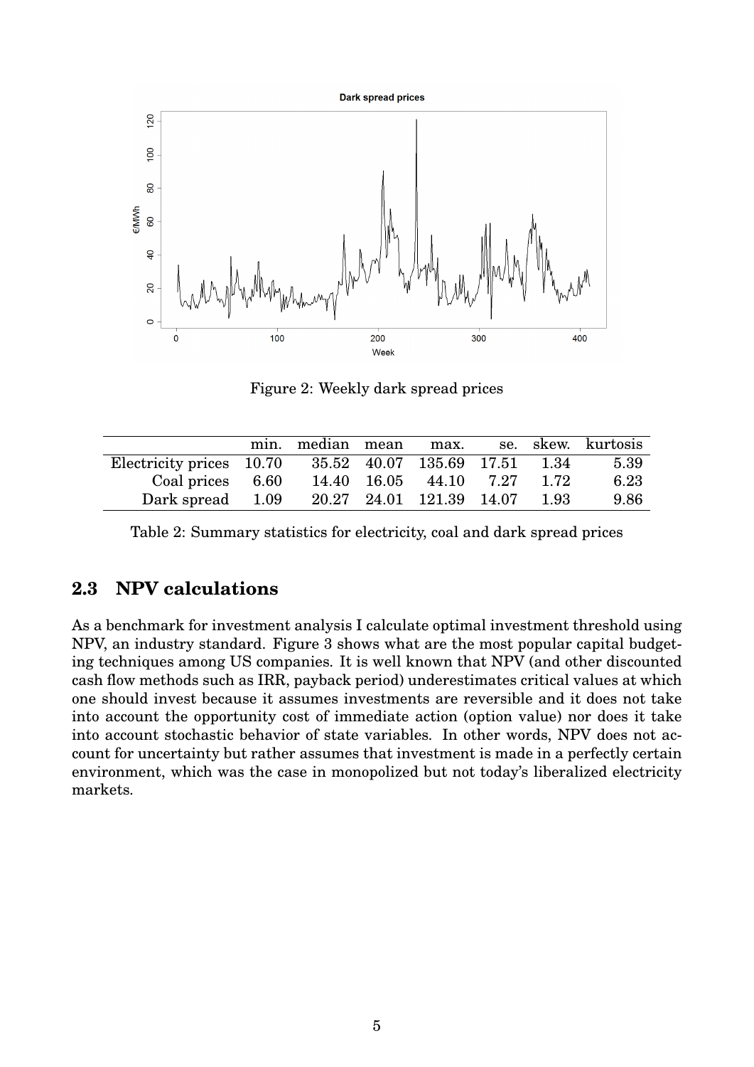Figure 2: Weekly dark spread prices

| | min. | median | mean | max. | se. | skew. | kurtosis |
|---|---|---|---|---|---|---|---|
| Electricity prices | 10.70 | 35.52 | 40.07 | 135.69 | 17.51 | 1.34 | 5.39 |
| Coal prices | 6.60 | 14.40 | 16.05 | 44.10 | 7.27 | 1.72 | 6.23 |
| Dark spread | 1.09 | 20.27 | 24.01 | 121.39 | 14.07 | 1.93 | 9.86 |

Table 2: Summary statistics for electricity, coal and dark spread prices

## 2.3 NPV calculations

As a benchmark for investment analysis I calculate optimal investment threshold using NPV, an industry standard. Figure 3 shows what are the most popular capital budgeting techniques among US companies. It is well known that NPV (and other discounted cash flow methods such as IRR, payback period) underestimates critical values at which one should invest because it assumes investments are reversible and it does not take into account the opportunity cost of immediate action (option value) nor does it take into account stochastic behavior of state variables. In other words, NPV does not account for uncertainty but rather assumes that investment is made in a perfectly certain environment, which was the case in monopolized but not today's liberalized electricity markets.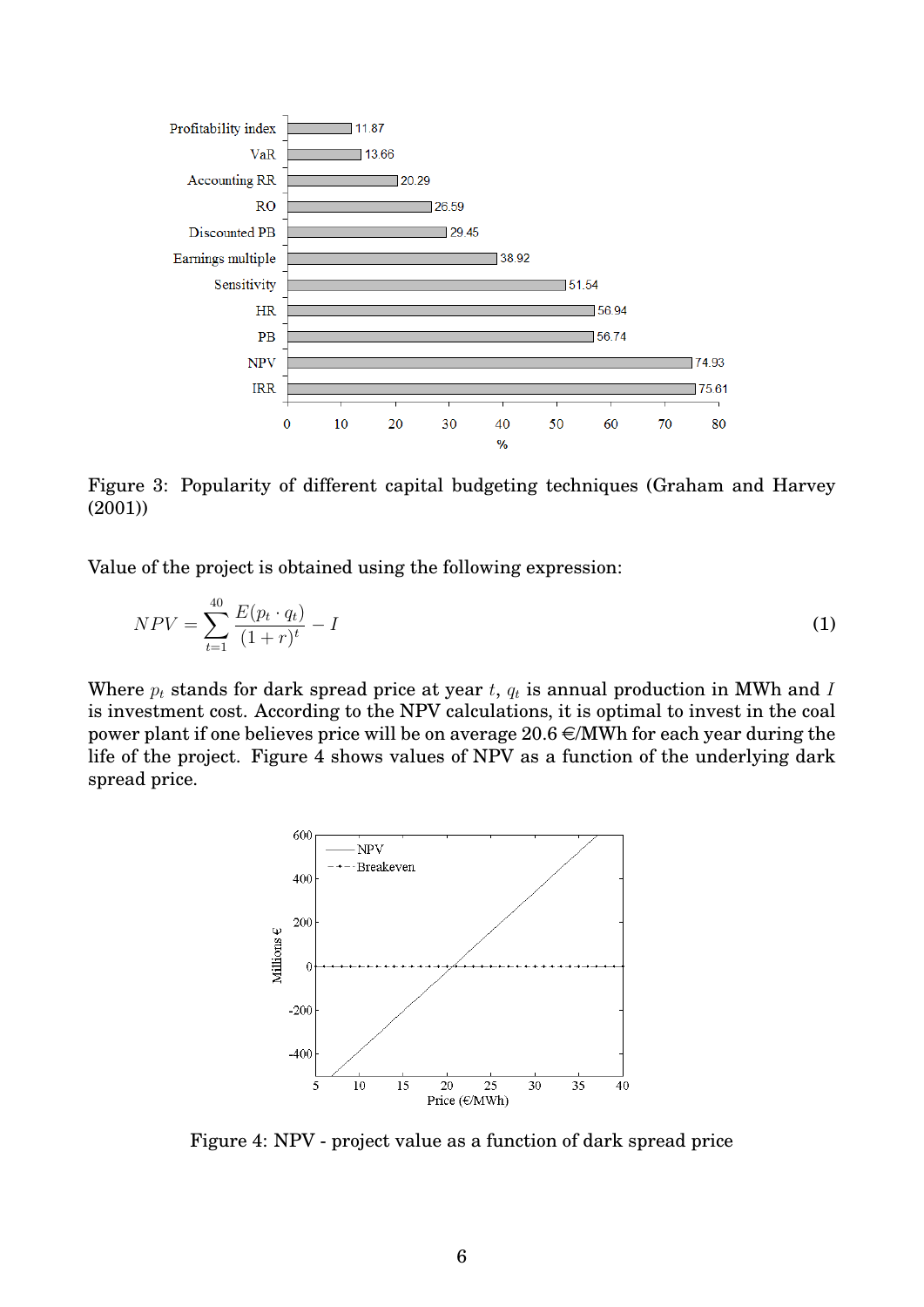Figure 3: Popularity of different capital budgeting techniques (Graham and Harvey (2001))

Value of the project is obtained using the following expression:

$$NPV = \sum_{t=1}^{40} \frac{E(p_t \cdot q_t)}{(1+r)^t} - I \tag{1}$$

Where $p_t$ stands for dark spread price at year $t$, $q_t$ is annual production in MWh and $I$ is investment cost. According to the NPV calculations, it is optimal to invest in the coal power plant if one believes price will be on average 20.6 €/MWh for each year during the life of the project. Figure 4 shows values of NPV as a function of the underlying dark spread price.

Figure 4: NPV - project value as a function of dark spread price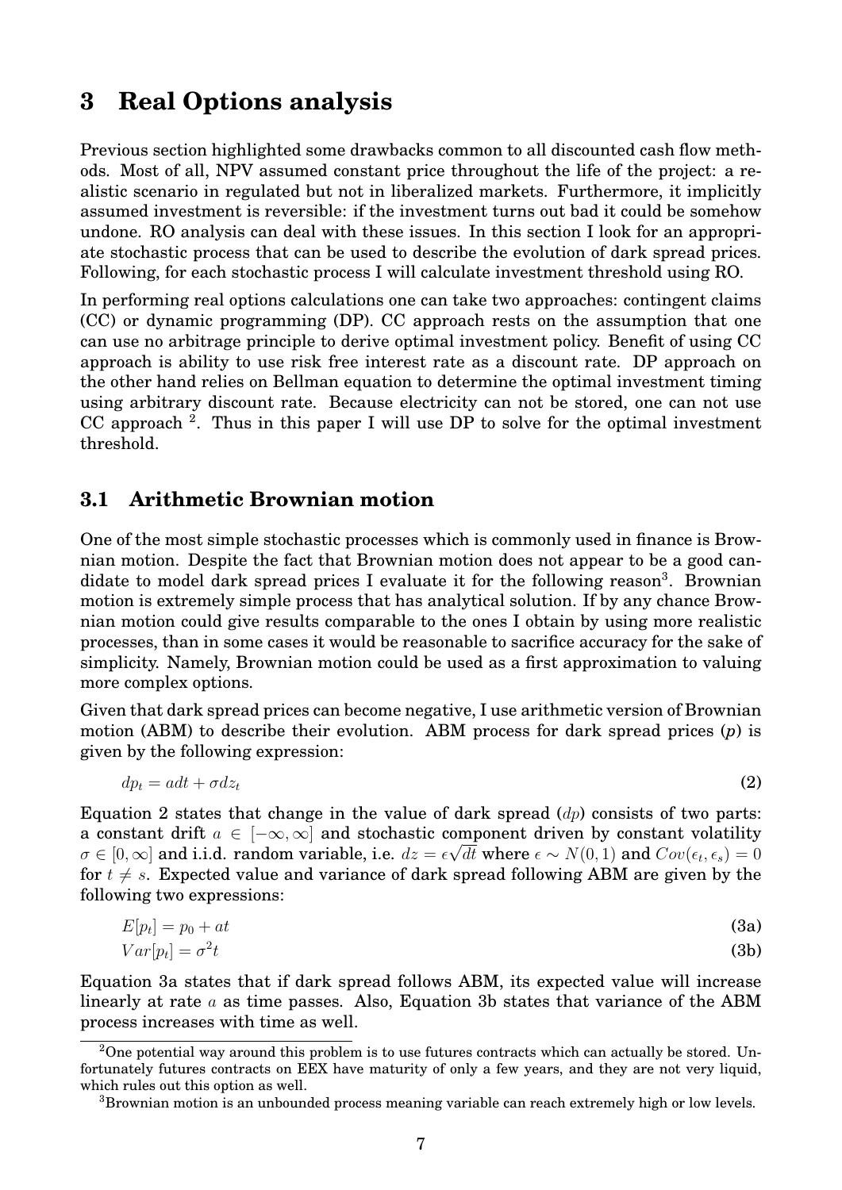# 3 Real Options analysis

Previous section highlighted some drawbacks common to all discounted cash flow methods. Most of all, NPV assumed constant price throughout the life of the project: a realistic scenario in regulated but not in liberalized markets. Furthermore, it implicitly assumed investment is reversible: if the investment turns out bad it could be somehow undone. RO analysis can deal with these issues. In this section I look for an appropriate stochastic process that can be used to describe the evolution of dark spread prices. Following, for each stochastic process I will calculate investment threshold using RO.

In performing real options calculations one can take two approaches: contingent claims (CC) or dynamic programming (DP). CC approach rests on the assumption that one can use no arbitrage principle to derive optimal investment policy. Benefit of using CC approach is ability to use risk free interest rate as a discount rate. DP approach on the other hand relies on Bellman equation to determine the optimal investment timing using arbitrary discount rate. Because electricity can not be stored, one can not use CC approach [2]. Thus in this paper I will use DP to solve for the optimal investment threshold.

## 3.1 Arithmetic Brownian motion

One of the most simple stochastic processes which is commonly used in finance is Brownian motion. Despite the fact that Brownian motion does not appear to be a good candidate to model dark spread prices I evaluate it for the following reason[3]. Brownian motion is extremely simple process that has analytical solution. If by any chance Brownian motion could give results comparable to the ones I obtain by using more realistic processes, than in some cases it would be reasonable to sacrifice accuracy for the sake of simplicity. Namely, Brownian motion could be used as a first approximation to valuing more complex options.

Given that dark spread prices can become negative, I use arithmetic version of Brownian motion (ABM) to describe their evolution. ABM process for dark spread prices ($p$) is given by the following expression:

$$dp_t = adt + \sigma dz_t \tag{2}$$

Equation 2 states that change in the value of dark spread ($dp$) consists of two parts: a constant drift $a \in [-\infty, \infty]$ and stochastic component driven by constant volatility $\sigma \in [0, \infty]$ and i.i.d. random variable, i.e. $dz = \epsilon\sqrt{dt}$ where $\epsilon \sim N(0,1)$ and $Cov(\epsilon_t, \epsilon_s) = 0$ for $t \neq s$. Expected value and variance of dark spread following ABM are given by the following two expressions:

$$E[p_t] = p_0 + at \tag{3a}$$

$$Var[p_t] = \sigma^2 t \tag{3b}$$

Equation 3a states that if dark spread follows ABM, its expected value will increase linearly at rate $a$ as time passes. Also, Equation 3b states that variance of the ABM process increases with time as well.

[2] One potential way around this problem is to use futures contracts which can actually be stored. Unfortunately futures contracts on EEX have maturity of only a few years, and they are not very liquid, which rules out this option as well.

[3] Brownian motion is an unbounded process meaning variable can reach extremely high or low levels.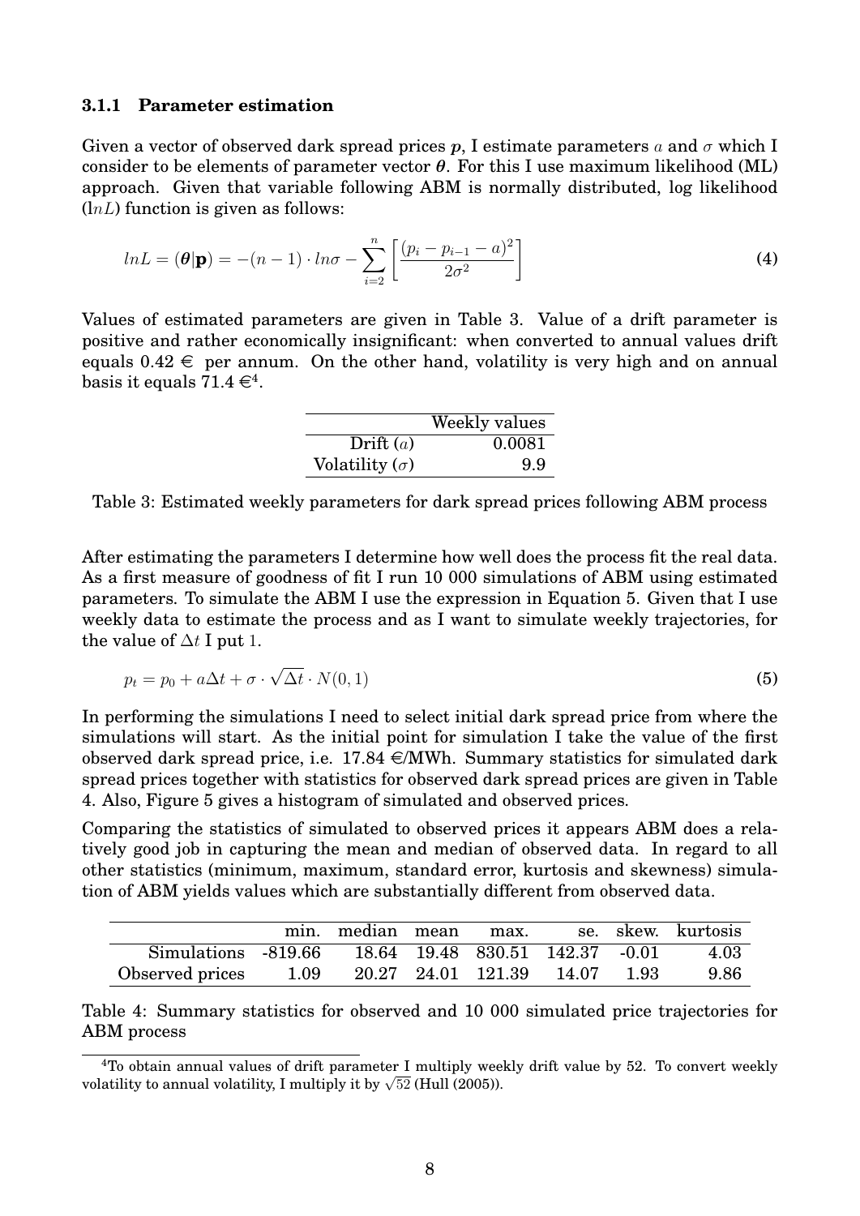### 3.1.1 Parameter estimation

Given a vector of observed dark spread prices $\boldsymbol{p}$, I estimate parameters $a$ and $\sigma$ which I consider to be elements of parameter vector $\boldsymbol{\theta}$. For this I use maximum likelihood (ML) approach. Given that variable following ABM is normally distributed, log likelihood ($lnL$) function is given as follows:

$$lnL = (\boldsymbol{\theta}|\mathbf{p}) = -(n-1) \cdot ln\sigma - \sum_{i=2}^{n} \left[ \frac{(p_i - p_{i-1} - a)^2}{2\sigma^2} \right] \tag{4}$$

Values of estimated parameters are given in Table 3. Value of a drift parameter is positive and rather economically insignificant: when converted to annual values drift equals 0.42 € per annum. On the other hand, volatility is very high and on annual basis it equals 71.4 €[4].

| | Weekly values |
|---|---|
| Drift ($a$) | 0.0081 |
| Volatility ($\sigma$) | 9.9 |

Table 3: Estimated weekly parameters for dark spread prices following ABM process

After estimating the parameters I determine how well does the process fit the real data. As a first measure of goodness of fit I run 10 000 simulations of ABM using estimated parameters. To simulate the ABM I use the expression in Equation 5. Given that I use weekly data to estimate the process and as I want to simulate weekly trajectories, for the value of $\Delta t$ I put 1.

$$p_t = p_0 + a\Delta t + \sigma \cdot \sqrt{\Delta t} \cdot N(0,1) \tag{5}$$

In performing the simulations I need to select initial dark spread price from where the simulations will start. As the initial point for simulation I take the value of the first observed dark spread price, i.e. 17.84 €/MWh. Summary statistics for simulated dark spread prices together with statistics for observed dark spread prices are given in Table 4. Also, Figure 5 gives a histogram of simulated and observed prices.

Comparing the statistics of simulated to observed prices it appears ABM does a relatively good job in capturing the mean and median of observed data. In regard to all other statistics (minimum, maximum, standard error, kurtosis and skewness) simulation of ABM yields values which are substantially different from observed data.

| | min. | median | mean | max. | se. | skew. | kurtosis |
|---|---|---|---|---|---|---|---|
| Simulations | -819.66 | 18.64 | 19.48 | 830.51 | 142.37 | -0.01 | 4.03 |
| Observed prices | 1.09 | 20.27 | 24.01 | 121.39 | 14.07 | 1.93 | 9.86 |

Table 4: Summary statistics for observed and 10 000 simulated price trajectories for ABM process

[4]To obtain annual values of drift parameter I multiply weekly drift value by 52. To convert weekly volatility to annual volatility, I multiply it by $\sqrt{52}$ (Hull (2005)).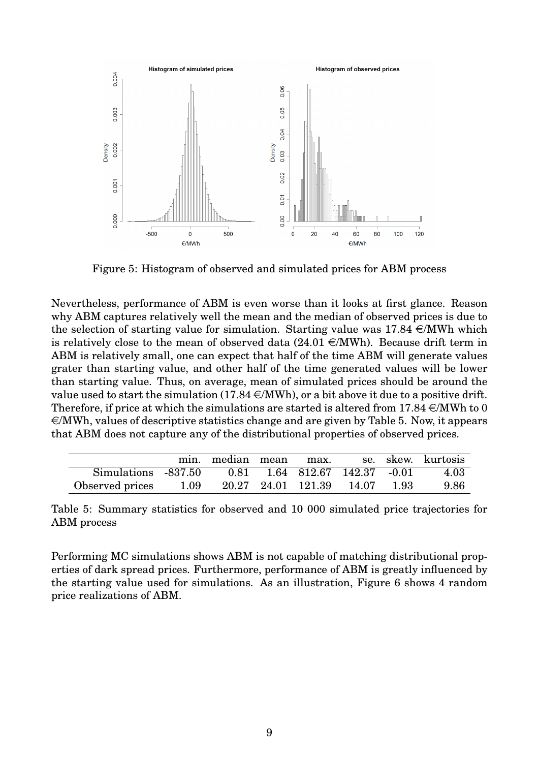Figure 5: Histogram of observed and simulated prices for ABM process

Nevertheless, performance of ABM is even worse than it looks at first glance. Reason why ABM captures relatively well the mean and the median of observed prices is due to the selection of starting value for simulation. Starting value was 17.84 €/MWh which is relatively close to the mean of observed data (24.01 €/MWh). Because drift term in ABM is relatively small, one can expect that half of the time ABM will generate values grater than starting value, and other half of the time generated values will be lower than starting value. Thus, on average, mean of simulated prices should be around the value used to start the simulation (17.84 €/MWh), or a bit above it due to a positive drift. Therefore, if price at which the simulations are started is altered from 17.84 €/MWh to 0 €/MWh, values of descriptive statistics change and are given by Table 5. Now, it appears that ABM does not capture any of the distributional properties of observed prices.

| | min. | median | mean | max. | se. | skew. | kurtosis |
|---|---|---|---|---|---|---|---|
| Simulations | -837.50 | 0.81 | 1.64 | 812.67 | 142.37 | -0.01 | 4.03 |
| Observed prices | 1.09 | 20.27 | 24.01 | 121.39 | 14.07 | 1.93 | 9.86 |

Table 5: Summary statistics for observed and 10 000 simulated price trajectories for ABM process

Performing MC simulations shows ABM is not capable of matching distributional properties of dark spread prices. Furthermore, performance of ABM is greatly influenced by the starting value used for simulations. As an illustration, Figure 6 shows 4 random price realizations of ABM.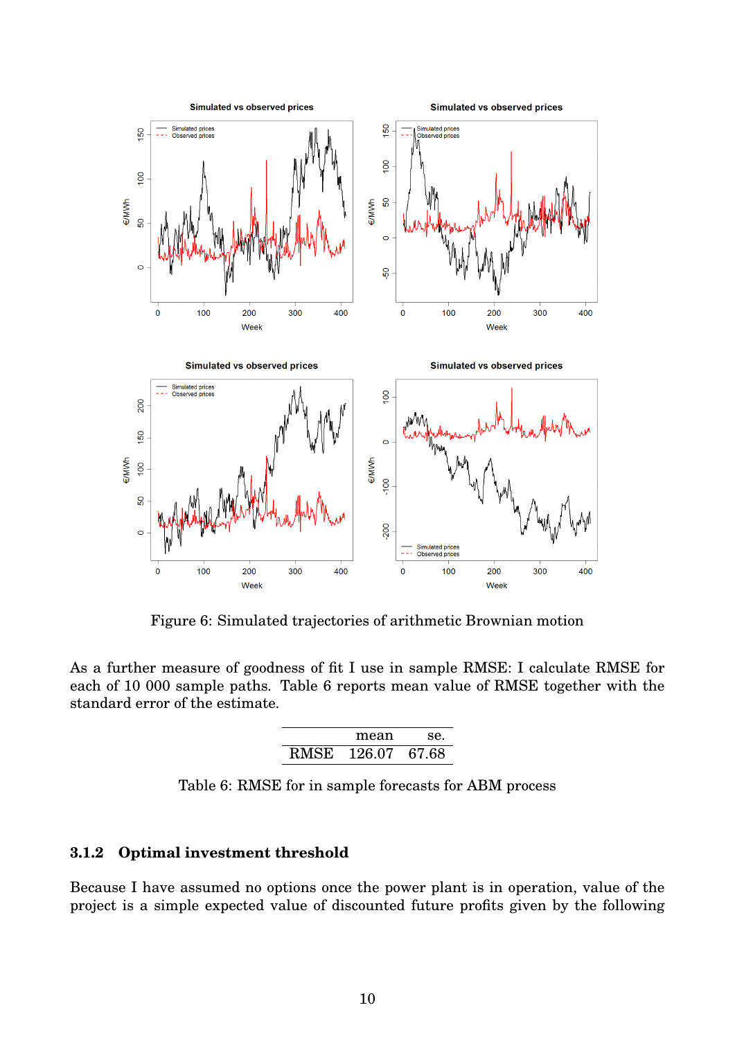Figure 6: Simulated trajectories of arithmetic Brownian motion

As a further measure of goodness of fit I use in sample RMSE: I calculate RMSE for each of 10 000 sample paths. Table 6 reports mean value of RMSE together with the standard error of the estimate.

|  | mean | se. |
|---|---|---|
| RMSE | 126.07 | 67.68 |

Table 6: RMSE for in sample forecasts for ABM process

### 3.1.2 Optimal investment threshold

Because I have assumed no options once the power plant is in operation, value of the project is a simple expected value of discounted future profits given by the following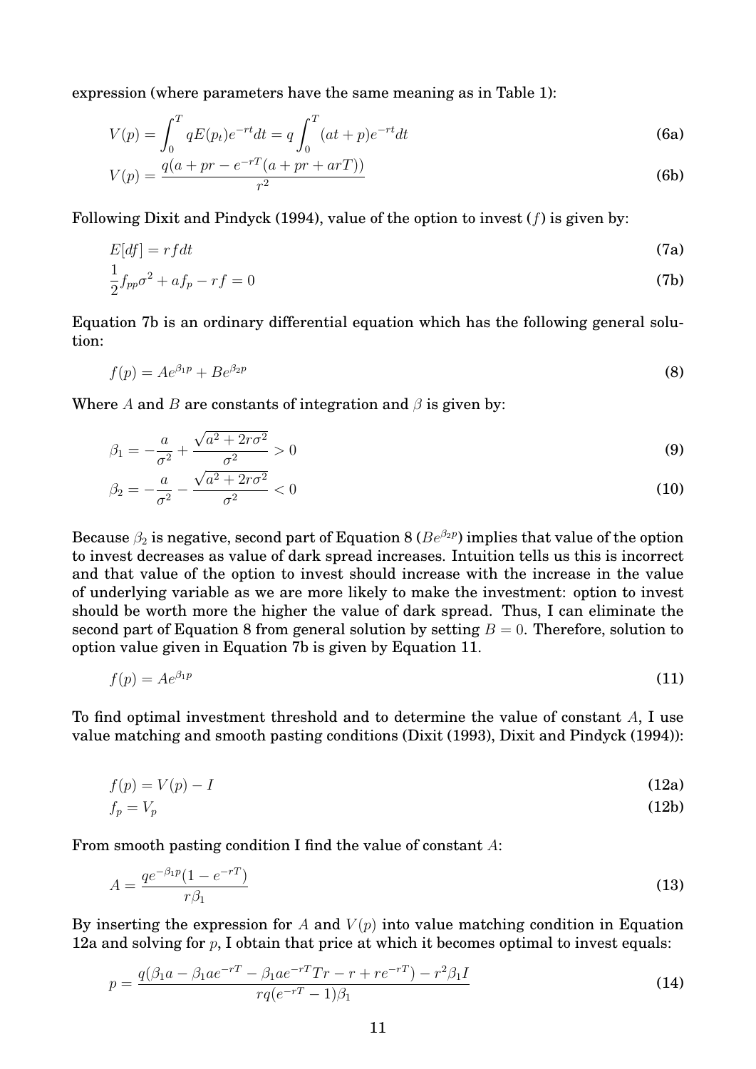expression (where parameters have the same meaning as in Table 1):

$$V(p) = \int_0^T qE(p_t)e^{-rt}dt = q\int_0^T (at + p)e^{-rt}dt \tag{6a}$$

$$V(p) = \frac{q(a + pr - e^{-rT}(a + pr + arT))}{r^2} \tag{6b}$$

Following Dixit and Pindyck (1994), value of the option to invest ($f$) is given by:

$$E[df] = rf dt \tag{7a}$$

$$\frac{1}{2}f_{pp}\sigma^2 + af_p - rf = 0 \tag{7b}$$

Equation 7b is an ordinary differential equation which has the following general solution:

$$f(p) = Ae^{\beta_1 p} + Be^{\beta_2 p} \tag{8}$$

Where $A$ and $B$ are constants of integration and $\beta$ is given by:

$$\beta_1 = -\frac{a}{\sigma^2} + \frac{\sqrt{a^2 + 2r\sigma^2}}{\sigma^2} > 0 \tag{9}$$

$$\beta_2 = -\frac{a}{\sigma^2} - \frac{\sqrt{a^2 + 2r\sigma^2}}{\sigma^2} < 0 \tag{10}$$

Because $\beta_2$ is negative, second part of Equation 8 ($Be^{\beta_2 p}$) implies that value of the option to invest decreases as value of dark spread increases. Intuition tells us this is incorrect and that value of the option to invest should increase with the increase in the value of underlying variable as we are more likely to make the investment: option to invest should be worth more the higher the value of dark spread. Thus, I can eliminate the second part of Equation 8 from general solution by setting $B = 0$. Therefore, solution to option value given in Equation 7b is given by Equation 11.

$$f(p) = Ae^{\beta_1 p} \tag{11}$$

To find optimal investment threshold and to determine the value of constant $A$, I use value matching and smooth pasting conditions (Dixit (1993), Dixit and Pindyck (1994)):

$$f(p) = V(p) - I \tag{12a}$$

$$f_p = V_p \tag{12b}$$

From smooth pasting condition I find the value of constant $A$:

$$A = \frac{qe^{-\beta_1 p}(1 - e^{-rT})}{r\beta_1} \tag{13}$$

By inserting the expression for $A$ and $V(p)$ into value matching condition in Equation 12a and solving for $p$, I obtain that price at which it becomes optimal to invest equals:

$$p = \frac{q(\beta_1 a - \beta_1 ae^{-rT} - \beta_1 ae^{-rT}Tr - r + re^{-rT}) - r^2\beta_1 I}{rq(e^{-rT} - 1)\beta_1} \tag{14}$$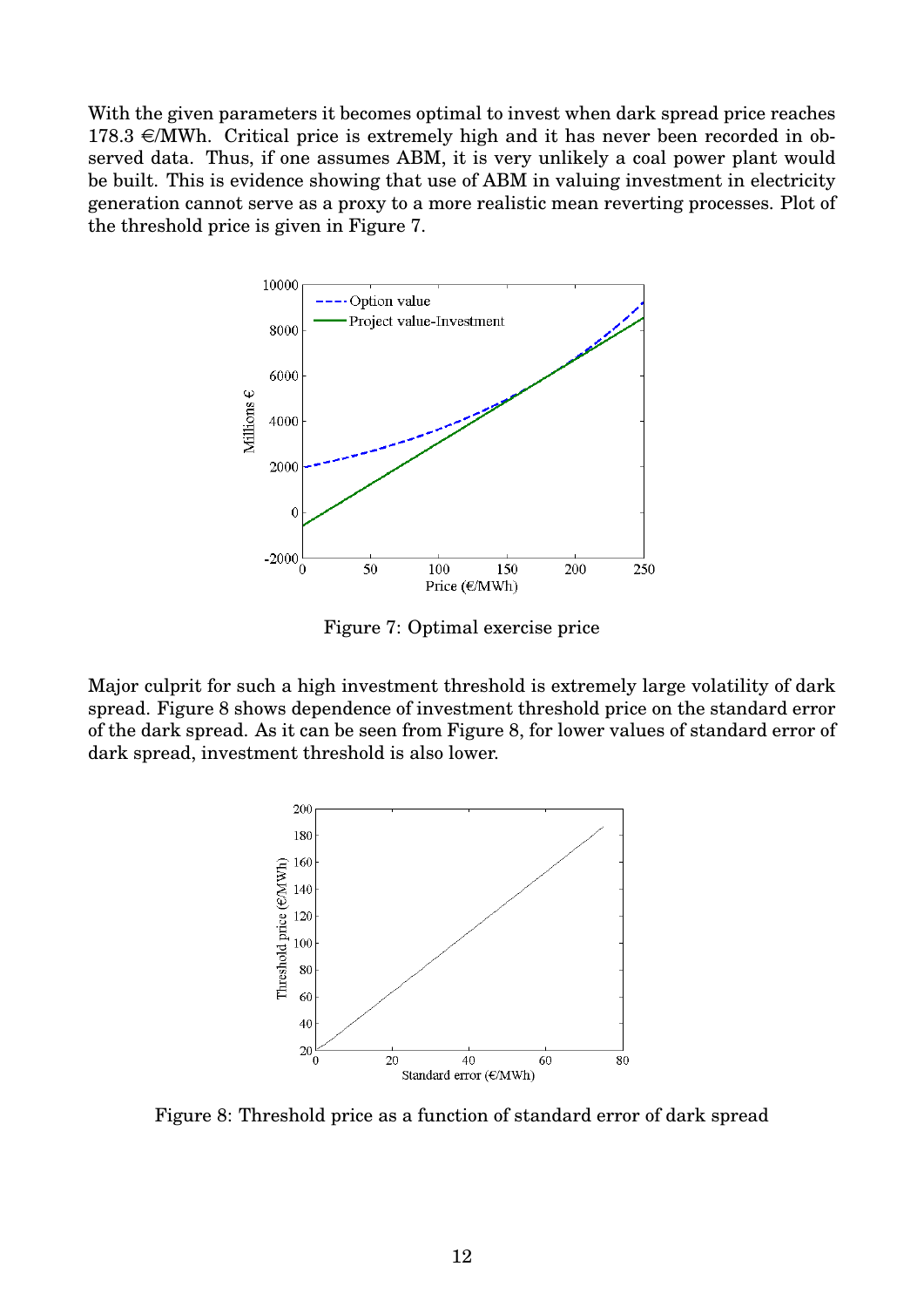With the given parameters it becomes optimal to invest when dark spread price reaches 178.3 €/MWh. Critical price is extremely high and it has never been recorded in observed data. Thus, if one assumes ABM, it is very unlikely a coal power plant would be built. This is evidence showing that use of ABM in valuing investment in electricity generation cannot serve as a proxy to a more realistic mean reverting processes. Plot of the threshold price is given in Figure 7.

Figure 7: Optimal exercise price

Major culprit for such a high investment threshold is extremely large volatility of dark spread. Figure 8 shows dependence of investment threshold price on the standard error of the dark spread. As it can be seen from Figure 8, for lower values of standard error of dark spread, investment threshold is also lower.

Figure 8: Threshold price as a function of standard error of dark spread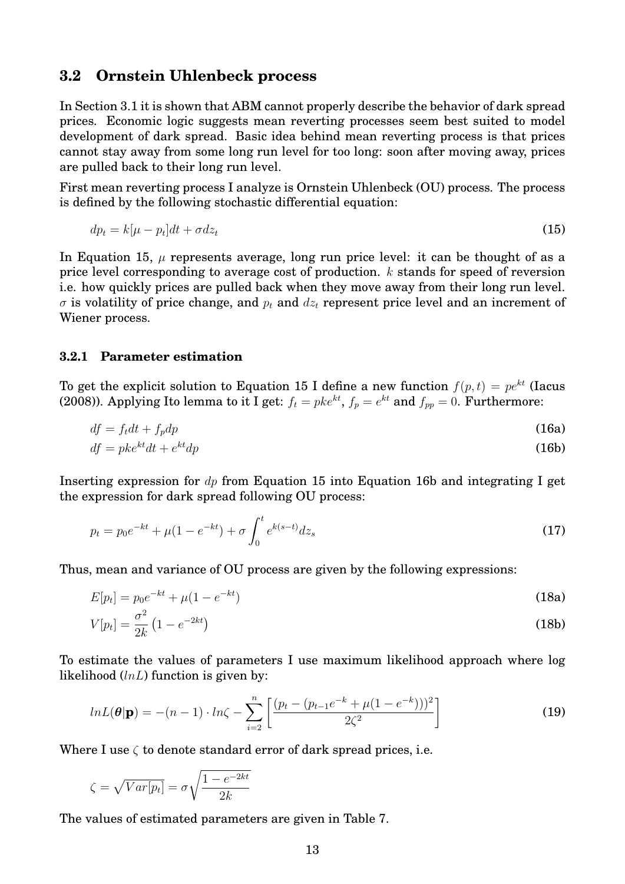## 3.2 Ornstein Uhlenbeck process

In Section 3.1 it is shown that ABM cannot properly describe the behavior of dark spread prices. Economic logic suggests mean reverting processes seem best suited to model development of dark spread. Basic idea behind mean reverting process is that prices cannot stay away from some long run level for too long: soon after moving away, prices are pulled back to their long run level.

First mean reverting process I analyze is Ornstein Uhlenbeck (OU) process. The process is defined by the following stochastic differential equation:

$$dp_t = k[\mu - p_t]dt + \sigma dz_t \tag{15}$$

In Equation 15, $\mu$ represents average, long run price level: it can be thought of as a price level corresponding to average cost of production. $k$ stands for speed of reversion i.e. how quickly prices are pulled back when they move away from their long run level. $\sigma$ is volatility of price change, and $p_t$ and $dz_t$ represent price level and an increment of Wiener process.

### 3.2.1 Parameter estimation

To get the explicit solution to Equation 15 I define a new function $f(p,t) = pe^{kt}$ (Iacus (2008)). Applying Ito lemma to it I get: $f_t = pke^{kt}$, $f_p = e^{kt}$ and $f_{pp} = 0$. Furthermore:

$$df = f_t dt + f_p dp \tag{16a}$$

$$df = pke^{kt}dt + e^{kt}dp \tag{16b}$$

Inserting expression for $dp$ from Equation 15 into Equation 16b and integrating I get the expression for dark spread following OU process:

$$p_t = p_0 e^{-kt} + \mu(1 - e^{-kt}) + \sigma \int_0^t e^{k(s-t)} dz_s \tag{17}$$

Thus, mean and variance of OU process are given by the following expressions:

$$E[p_t] = p_0 e^{-kt} + \mu(1 - e^{-kt}) \tag{18a}$$

$$V[p_t] = \frac{\sigma^2}{2k}\left(1 - e^{-2kt}\right) \tag{18b}$$

To estimate the values of parameters I use maximum likelihood approach where log likelihood ($lnL$) function is given by:

$$lnL(\boldsymbol{\theta}|\mathbf{p}) = -(n-1)\cdot ln\zeta - \sum_{i=2}^{n}\left[\frac{(p_t - (p_{t-1}e^{-k} + \mu(1 - e^{-k})))^2}{2\zeta^2}\right] \tag{19}$$

Where I use $\zeta$ to denote standard error of dark spread prices, i.e.

$$\zeta = \sqrt{Var[p_t]} = \sigma\sqrt{\frac{1 - e^{-2kt}}{2k}}$$

The values of estimated parameters are given in Table 7.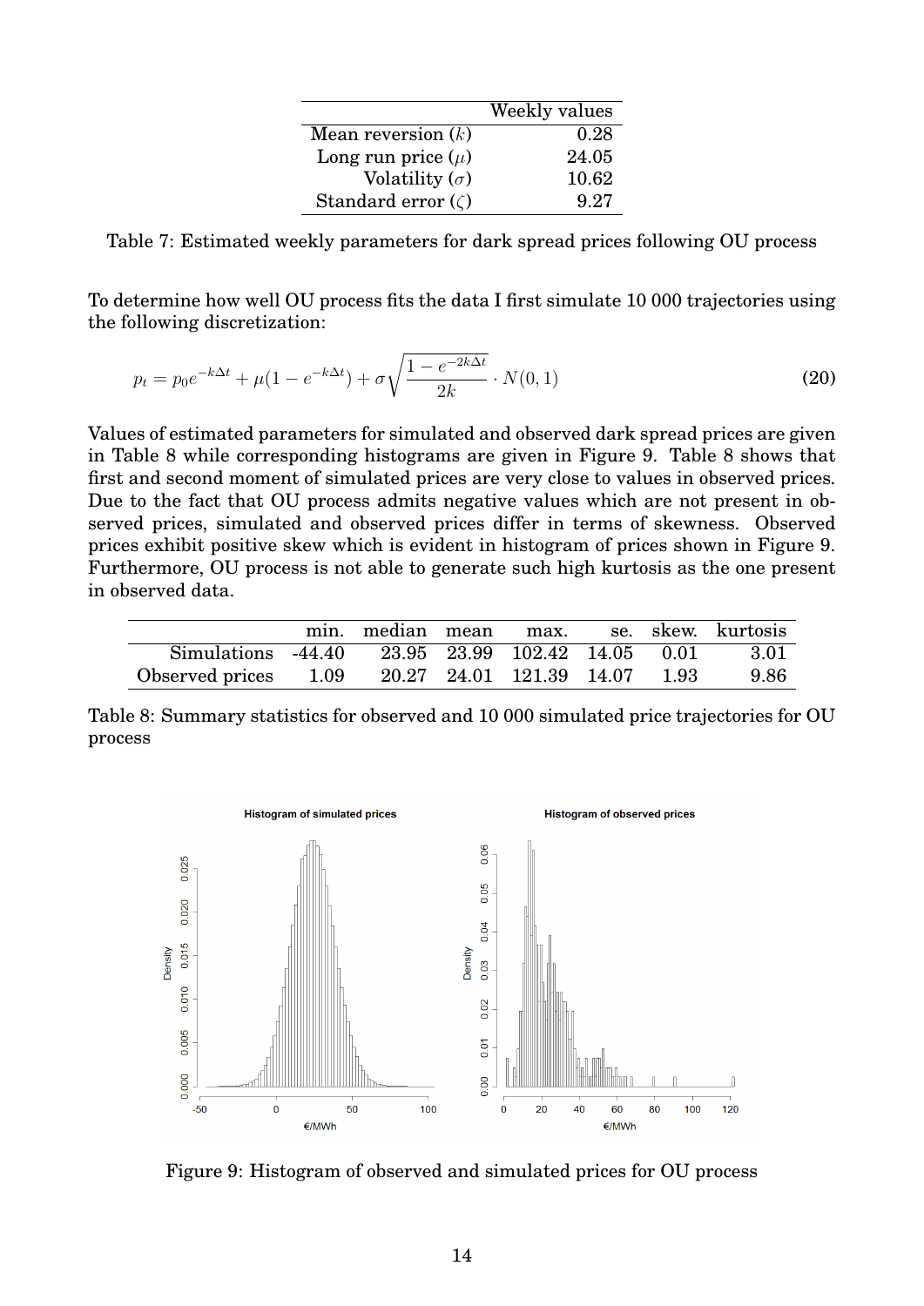|  | Weekly values |
|---|---|
| Mean reversion ($k$) | 0.28 |
| Long run price ($\mu$) | 24.05 |
| Volatility ($\sigma$) | 10.62 |
| Standard error ($\zeta$) | 9.27 |

Table 7: Estimated weekly parameters for dark spread prices following OU process

To determine how well OU process fits the data I first simulate 10 000 trajectories using the following discretization:

$$p_t = p_0 e^{-k\Delta t} + \mu(1 - e^{-k\Delta t}) + \sigma\sqrt{\frac{1 - e^{-2k\Delta t}}{2k}} \cdot N(0,1) \tag{20}$$

Values of estimated parameters for simulated and observed dark spread prices are given in Table 8 while corresponding histograms are given in Figure 9. Table 8 shows that first and second moment of simulated prices are very close to values in observed prices. Due to the fact that OU process admits negative values which are not present in observed prices, simulated and observed prices differ in terms of skewness. Observed prices exhibit positive skew which is evident in histogram of prices shown in Figure 9. Furthermore, OU process is not able to generate such high kurtosis as the one present in observed data.

|  | min. | median | mean | max. | se. | skew. | kurtosis |
|---|---|---|---|---|---|---|---|
| Simulations | -44.40 | 23.95 | 23.99 | 102.42 | 14.05 | 0.01 | 3.01 |
| Observed prices | 1.09 | 20.27 | 24.01 | 121.39 | 14.07 | 1.93 | 9.86 |

Table 8: Summary statistics for observed and 10 000 simulated price trajectories for OU process

Figure 9: Histogram of observed and simulated prices for OU process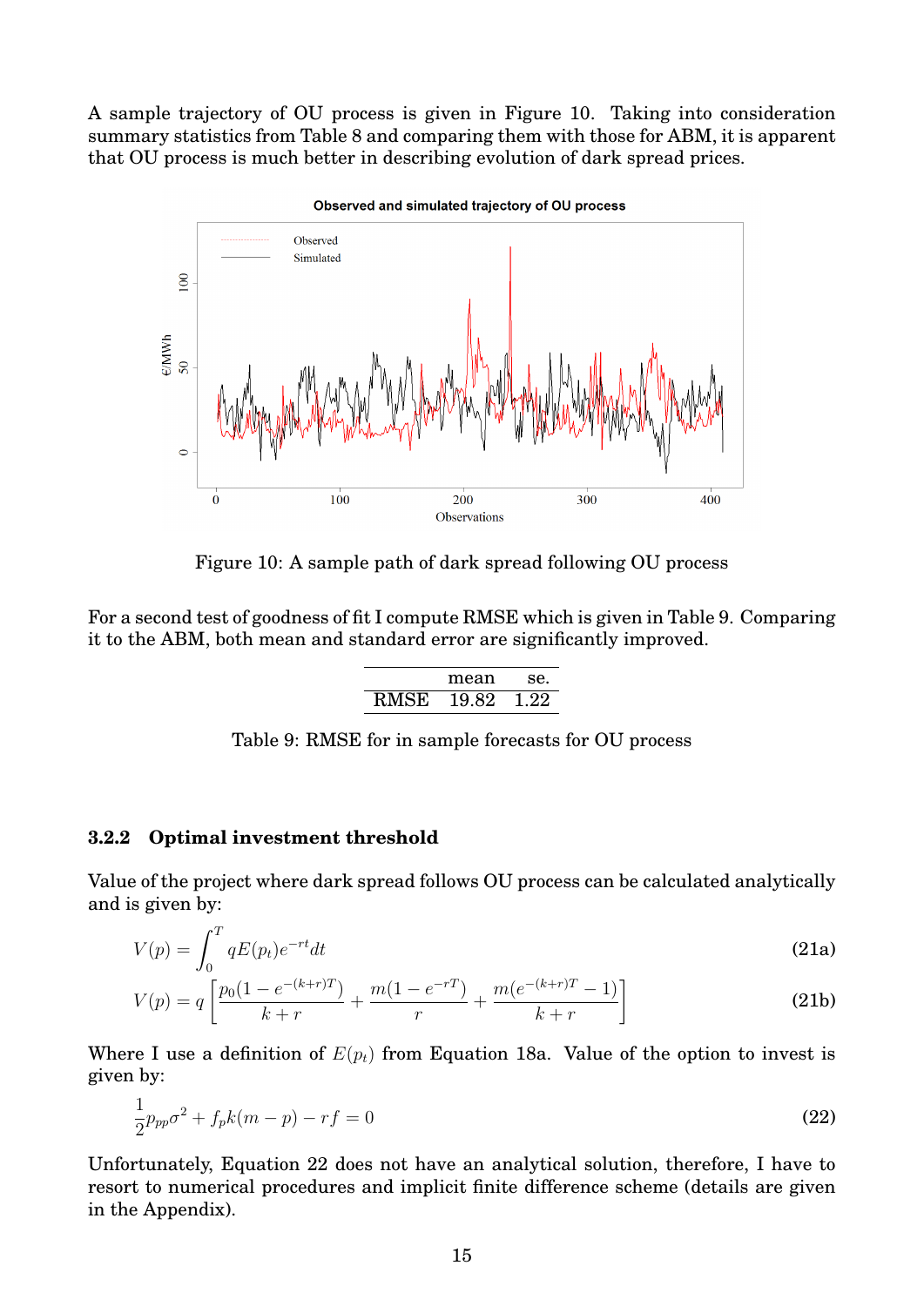A sample trajectory of OU process is given in Figure 10. Taking into consideration summary statistics from Table 8 and comparing them with those for ABM, it is apparent that OU process is much better in describing evolution of dark spread prices.

Figure 10: A sample path of dark spread following OU process

For a second test of goodness of fit I compute RMSE which is given in Table 9. Comparing it to the ABM, both mean and standard error are significantly improved.

| | mean | se. |
|---|---|---|
| RMSE | 19.82 | 1.22 |

Table 9: RMSE for in sample forecasts for OU process

### 3.2.2 Optimal investment threshold

Value of the project where dark spread follows OU process can be calculated analytically and is given by:

$$V(p) = \int_0^T qE(p_t)e^{-rt}dt \tag{21a}$$

$$V(p) = q\left[\frac{p_0(1-e^{-(k+r)T})}{k+r} + \frac{m(1-e^{-rT})}{r} + \frac{m(e^{-(k+r)T}-1)}{k+r}\right] \tag{21b}$$

Where I use a definition of $E(p_t)$ from Equation 18a. Value of the option to invest is given by:

$$\frac{1}{2}p_{pp}\sigma^2 + f_p k(m-p) - rf = 0 \tag{22}$$

Unfortunately, Equation 22 does not have an analytical solution, therefore, I have to resort to numerical procedures and implicit finite difference scheme (details are given in the Appendix).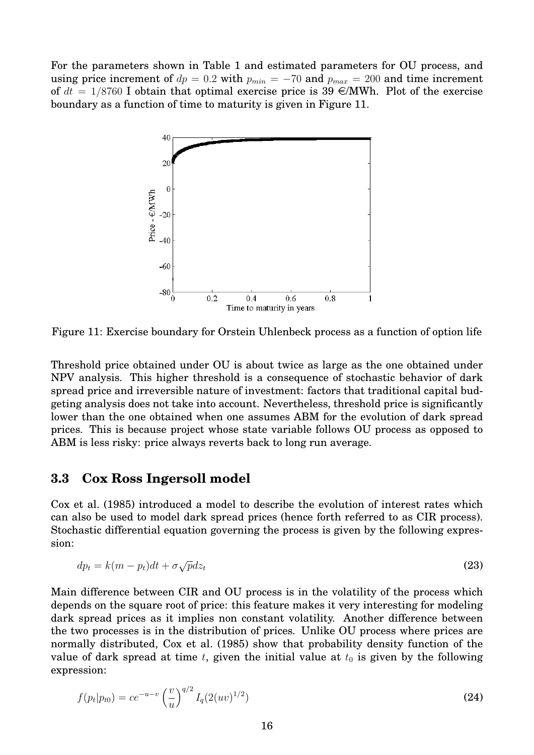For the parameters shown in Table 1 and estimated parameters for OU process, and using price increment of $dp = 0.2$ with $p_{min} = -70$ and $p_{max} = 200$ and time increment of $dt = 1/8760$ I obtain that optimal exercise price is 39 €/MWh. Plot of the exercise boundary as a function of time to maturity is given in Figure 11.

Figure 11: Exercise boundary for Orstein Uhlenbeck process as a function of option life

Threshold price obtained under OU is about twice as large as the one obtained under NPV analysis. This higher threshold is a consequence of stochastic behavior of dark spread price and irreversible nature of investment: factors that traditional capital budgeting analysis does not take into account. Nevertheless, threshold price is significantly lower than the one obtained when one assumes ABM for the evolution of dark spread prices. This is because project whose state variable follows OU process as opposed to ABM is less risky: price always reverts back to long run average.

### 3.3 Cox Ross Ingersoll model

Cox et al. (1985) introduced a model to describe the evolution of interest rates which can also be used to model dark spread prices (hence forth referred to as CIR process). Stochastic differential equation governing the process is given by the following expression:

$$dp_t = k(m - p_t)dt + \sigma\sqrt{p}dz_t \tag{23}$$

Main difference between CIR and OU process is in the volatility of the process which depends on the square root of price: this feature makes it very interesting for modeling dark spread prices as it implies non constant volatility. Another difference between the two processes is in the distribution of prices. Unlike OU process where prices are normally distributed, Cox et al. (1985) show that probability density function of the value of dark spread at time $t$, given the initial value at $t_0$ is given by the following expression:

$$f(p_t|p_{t0}) = ce^{-u-v}\left(\frac{v}{u}\right)^{q/2} I_q(2(uv)^{1/2}) \tag{24}$$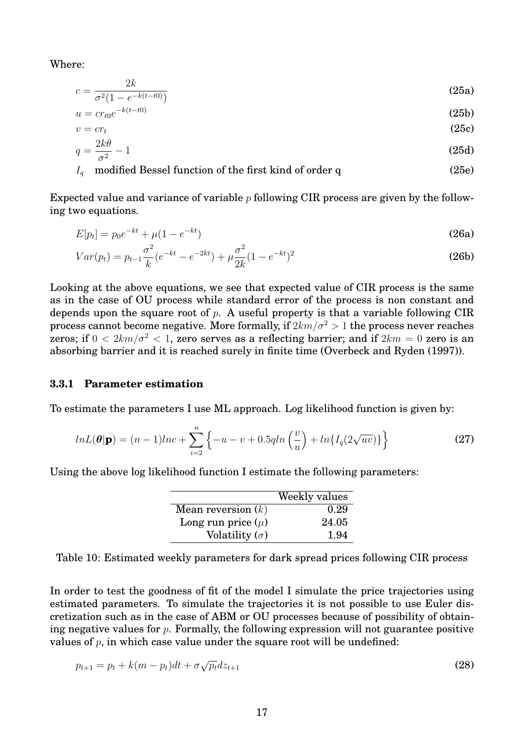Where:

$$c = \frac{2k}{\sigma^2(1 - e^{-k(t-t0)})} \tag{25a}$$

$$u = cr_{t0}e^{-k(t-t0)} \tag{25b}$$

$$v = cr_t \tag{25c}$$

$$q = \frac{2k\theta}{\sigma^2} - 1 \tag{25d}$$

$I_q$ modified Bessel function of the first kind of order q (25e)

Expected value and variance of variable $p$ following CIR process are given by the following two equations.

$$E[p_t] = p_0 e^{-kt} + \mu(1 - e^{-kt}) \tag{26a}$$

$$Var(p_t) = p_{t-1}\frac{\sigma^2}{k}(e^{-kt} - e^{-2kt}) + \mu\frac{\sigma^2}{2k}(1 - e^{-kt})^2 \tag{26b}$$

Looking at the above equations, we see that expected value of CIR process is the same as in the case of OU process while standard error of the process is non constant and depends upon the square root of $p$. A useful property is that a variable following CIR process cannot become negative. More formally, if $2km/\sigma^2 > 1$ the process never reaches zeros; if $0 < 2km/\sigma^2 < 1$, zero serves as a reflecting barrier; and if $2km = 0$ zero is an absorbing barrier and it is reached surely in finite time (Overbeck and Ryden (1997)).

### 3.3.1 Parameter estimation

To estimate the parameters I use ML approach. Log likelihood function is given by:

$$lnL(\boldsymbol{\theta}|\mathbf{p}) = (n-1)lnc + \sum_{i=2}^{n}\left\{-u - v + 0.5q ln\left(\frac{v}{u}\right) + ln\{I_q(2\sqrt{uv})\}\right\} \tag{27}$$

Using the above log likelihood function I estimate the following parameters:

| | Weekly values |
|---|---|
| Mean reversion ($k$) | 0.29 |
| Long run price ($\mu$) | 24.05 |
| Volatility ($\sigma$) | 1.94 |

Table 10: Estimated weekly parameters for dark spread prices following CIR process

In order to test the goodness of fit of the model I simulate the price trajectories using estimated parameters. To simulate the trajectories it is not possible to use Euler discretization such as in the case of ABM or OU processes because of possibility of obtaining negative values for $p$. Formally, the following expression will not guarantee positive values of $p$, in which case value under the square root will be undefined:

$$p_{t+1} = p_t + k(m - p_t)dt + \sigma\sqrt{p_t}dz_{t+1} \tag{28}$$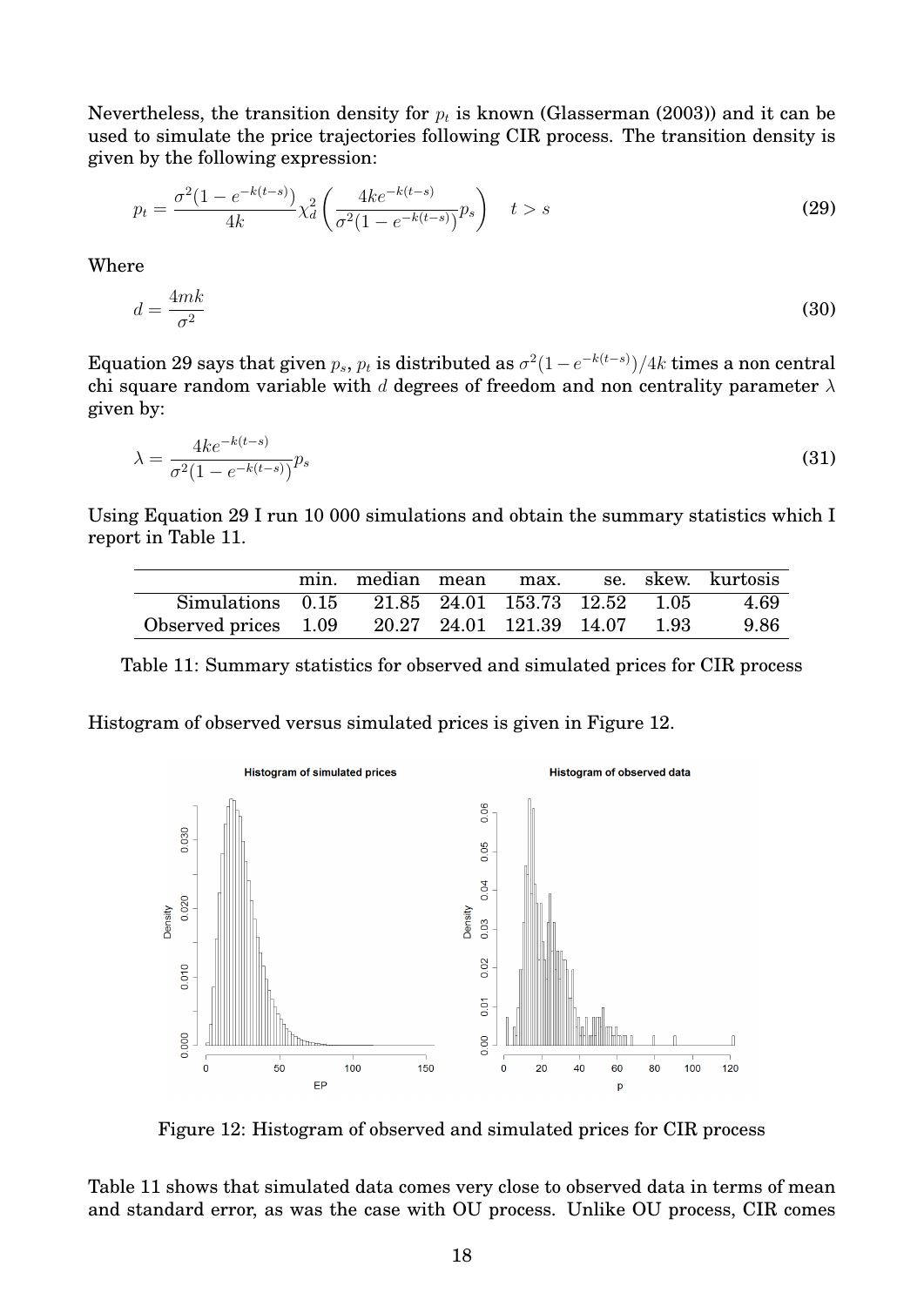Nevertheless, the transition density for $p_t$ is known (Glasserman (2003)) and it can be used to simulate the price trajectories following CIR process. The transition density is given by the following expression:

$$p_t = \frac{\sigma^2(1 - e^{-k(t-s)})}{4k} \chi_d^2 \left( \frac{4ke^{-k(t-s)}}{\sigma^2(1 - e^{-k(t-s)})} p_s \right) \quad t > s \tag{29}$$

Where

$$d = \frac{4mk}{\sigma^2} \tag{30}$$

Equation 29 says that given $p_s$, $p_t$ is distributed as $\sigma^2(1 - e^{-k(t-s)})/4k$ times a non central chi square random variable with $d$ degrees of freedom and non centrality parameter $\lambda$ given by:

$$\lambda = \frac{4ke^{-k(t-s)}}{\sigma^2(1 - e^{-k(t-s)})} p_s \tag{31}$$

Using Equation 29 I run 10 000 simulations and obtain the summary statistics which I report in Table 11.

| | min. | median | mean | max. | se. | skew. | kurtosis |
|---|---|---|---|---|---|---|---|
| Simulations | 0.15 | 21.85 | 24.01 | 153.73 | 12.52 | 1.05 | 4.69 |
| Observed prices | 1.09 | 20.27 | 24.01 | 121.39 | 14.07 | 1.93 | 9.86 |

Table 11: Summary statistics for observed and simulated prices for CIR process

Histogram of observed versus simulated prices is given in Figure 12.

Figure 12: Histogram of observed and simulated prices for CIR process

Table 11 shows that simulated data comes very close to observed data in terms of mean and standard error, as was the case with OU process. Unlike OU process, CIR comes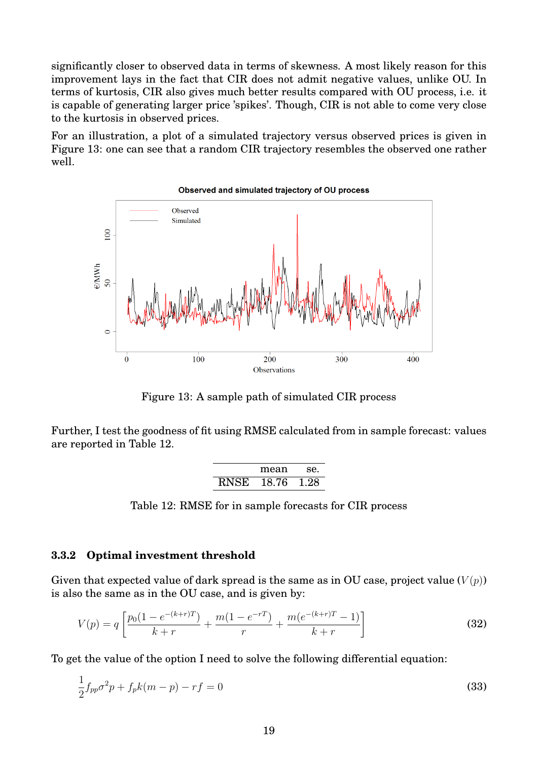significantly closer to observed data in terms of skewness. A most likely reason for this improvement lays in the fact that CIR does not admit negative values, unlike OU. In terms of kurtosis, CIR also gives much better results compared with OU process, i.e. it is capable of generating larger price 'spikes'. Though, CIR is not able to come very close to the kurtosis in observed prices.

For an illustration, a plot of a simulated trajectory versus observed prices is given in Figure 13: one can see that a random CIR trajectory resembles the observed one rather well.

Figure 13: A sample path of simulated CIR process

Further, I test the goodness of fit using RMSE calculated from in sample forecast: values are reported in Table 12.

|  | mean | se. |
|---|---|---|
| RNSE | 18.76 | 1.28 |

Table 12: RMSE for in sample forecasts for CIR process

### 3.3.2 Optimal investment threshold

Given that expected value of dark spread is the same as in OU case, project value ($V(p)$) is also the same as in the OU case, and is given by:

$$V(p) = q\left[\frac{p_0(1-e^{-(k+r)T})}{k+r} + \frac{m(1-e^{-rT})}{r} + \frac{m(e^{-(k+r)T}-1)}{k+r}\right] \tag{32}$$

To get the value of the option I need to solve the following differential equation:

$$\frac{1}{2}f_{pp}\sigma^2 p + f_p k(m-p) - rf = 0 \tag{33}$$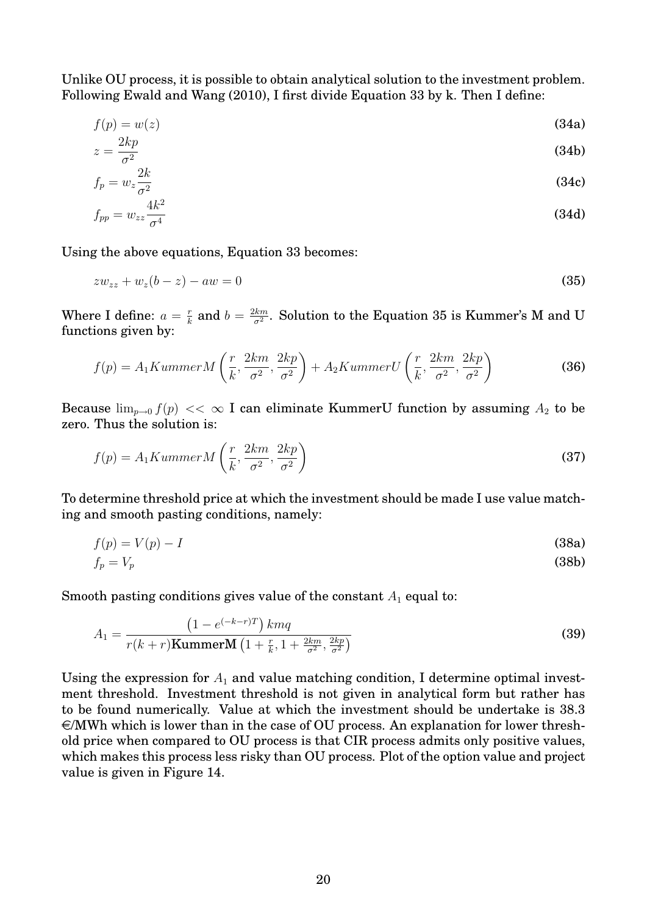Unlike OU process, it is possible to obtain analytical solution to the investment problem. Following Ewald and Wang (2010), I first divide Equation 33 by k. Then I define:

$$f(p) = w(z) \tag{34a}$$

$$z = \frac{2kp}{\sigma^2} \tag{34b}$$

$$f_p = w_z \frac{2k}{\sigma^2} \tag{34c}$$

$$f_{pp} = w_{zz} \frac{4k^2}{\sigma^4} \tag{34d}$$

Using the above equations, Equation 33 becomes:

$$z w_{zz} + w_z (b - z) - aw = 0 \tag{35}$$

Where I define: $a = \frac{r}{k}$ and $b = \frac{2km}{\sigma^2}$. Solution to the Equation 35 is Kummer's M and U functions given by:

$$f(p) = A_1 KummerM\left(\frac{r}{k}, \frac{2km}{\sigma^2}, \frac{2kp}{\sigma^2}\right) + A_2 KummerU\left(\frac{r}{k}, \frac{2km}{\sigma^2}, \frac{2kp}{\sigma^2}\right) \tag{36}$$

Because $\lim_{p \to 0} f(p) << \infty$ I can eliminate KummerU function by assuming $A_2$ to be zero. Thus the solution is:

$$f(p) = A_1 KummerM\left(\frac{r}{k}, \frac{2km}{\sigma^2}, \frac{2kp}{\sigma^2}\right) \tag{37}$$

To determine threshold price at which the investment should be made I use value matching and smooth pasting conditions, namely:

$$f(p) = V(p) - I \tag{38a}$$

$$f_p = V_p \tag{38b}$$

Smooth pasting conditions gives value of the constant $A_1$ equal to:

$$A_1 = \frac{\left(1 - e^{(-k-r)T}\right) kmq}{r(k+r)\mathbf{KummerM}\left(1 + \frac{r}{k}, 1 + \frac{2km}{\sigma^2}, \frac{2kp}{\sigma^2}\right)} \tag{39}$$

Using the expression for $A_1$ and value matching condition, I determine optimal investment threshold. Investment threshold is not given in analytical form but rather has to be found numerically. Value at which the investment should be undertake is 38.3 €/MWh which is lower than in the case of OU process. An explanation for lower threshold price when compared to OU process is that CIR process admits only positive values, which makes this process less risky than OU process. Plot of the option value and project value is given in Figure 14.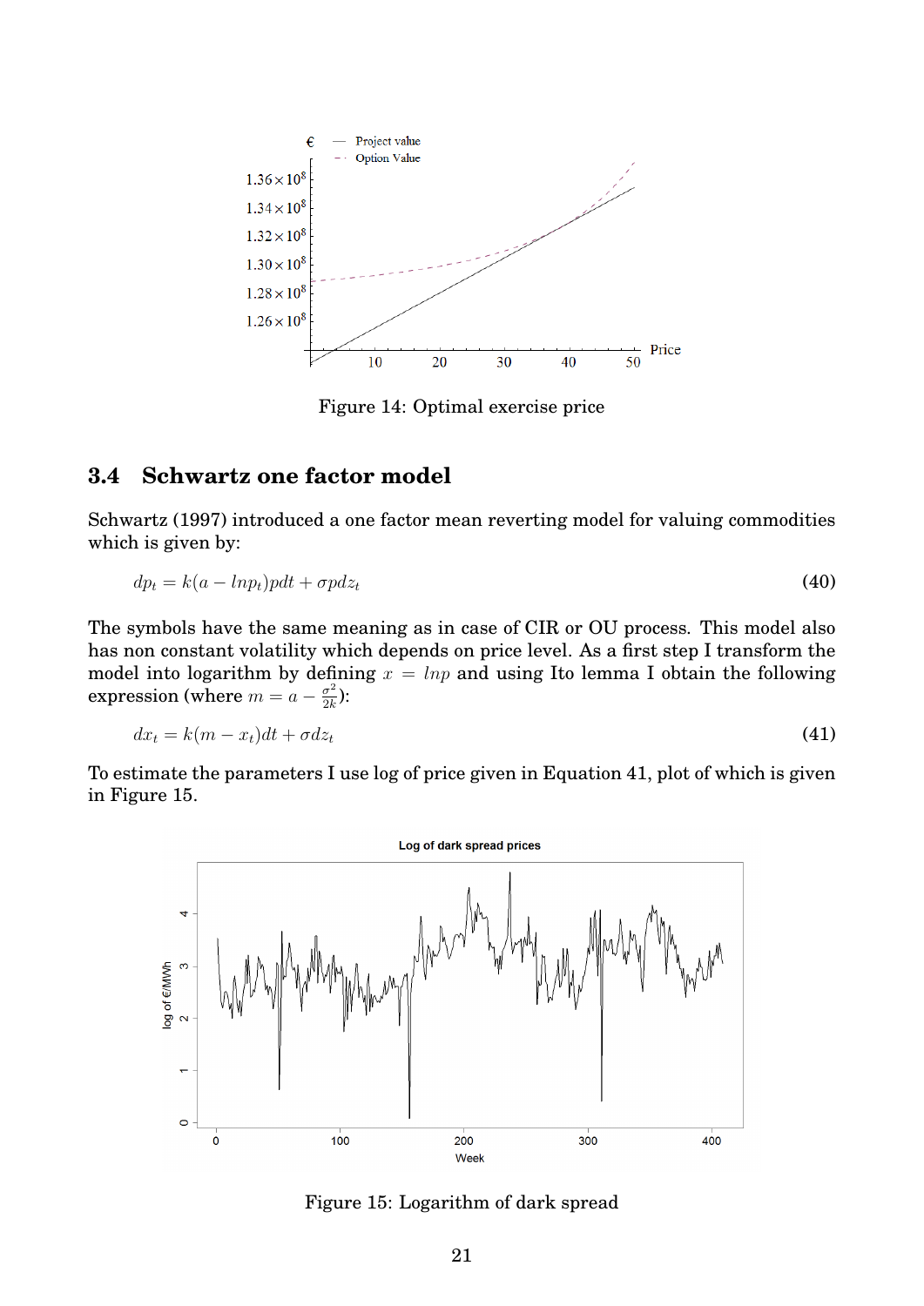Figure 14: Optimal exercise price

## 3.4 Schwartz one factor model

Schwartz (1997) introduced a one factor mean reverting model for valuing commodities which is given by:

$$dp_t = k(a - lnp_t)pdt + \sigma p dz_t \tag{40}$$

The symbols have the same meaning as in case of CIR or OU process. This model also has non constant volatility which depends on price level. As a first step I transform the model into logarithm by defining $x = lnp$ and using Ito lemma I obtain the following expression (where $m = a - \frac{\sigma^2}{2k}$):

$$dx_t = k(m - x_t)dt + \sigma dz_t \tag{41}$$

To estimate the parameters I use log of price given in Equation 41, plot of which is given in Figure 15.

Figure 15: Logarithm of dark spread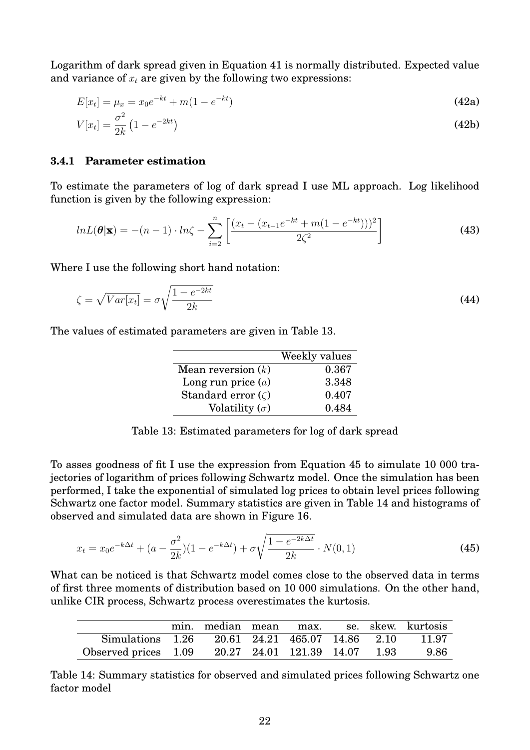Logarithm of dark spread given in Equation 41 is normally distributed. Expected value and variance of $x_t$ are given by the following two expressions:

$$E[x_t] = \mu_x = x_0 e^{-kt} + m(1 - e^{-kt}) \tag{42a}$$

$$V[x_t] = \frac{\sigma^2}{2k}\left(1 - e^{-2kt}\right) \tag{42b}$$

### 3.4.1 Parameter estimation

To estimate the parameters of log of dark spread I use ML approach. Log likelihood function is given by the following expression:

$$lnL(\boldsymbol{\theta}|\mathbf{x}) = -(n-1) \cdot ln\zeta - \sum_{i=2}^{n} \left[ \frac{(x_t - (x_{t-1}e^{-kt} + m(1 - e^{-kt})))^2}{2\zeta^2} \right] \tag{43}$$

Where I use the following short hand notation:

$$\zeta = \sqrt{Var[x_t]} = \sigma \sqrt{\frac{1 - e^{-2kt}}{2k}} \tag{44}$$

The values of estimated parameters are given in Table 13.

| | Weekly values |
|---|---|
| Mean reversion ($k$) | 0.367 |
| Long run price ($a$) | 3.348 |
| Standard error ($\zeta$) | 0.407 |
| Volatility ($\sigma$) | 0.484 |

Table 13: Estimated parameters for log of dark spread

To asses goodness of fit I use the expression from Equation 45 to simulate 10 000 trajectories of logarithm of prices following Schwartz model. Once the simulation has been performed, I take the exponential of simulated log prices to obtain level prices following Schwartz one factor model. Summary statistics are given in Table 14 and histograms of observed and simulated data are shown in Figure 16.

$$x_t = x_0 e^{-k\Delta t} + (a - \frac{\sigma^2}{2k})(1 - e^{-k\Delta t}) + \sigma \sqrt{\frac{1 - e^{-2k\Delta t}}{2k}} \cdot N(0,1) \tag{45}$$

What can be noticed is that Schwartz model comes close to the observed data in terms of first three moments of distribution based on 10 000 simulations. On the other hand, unlike CIR process, Schwartz process overestimates the kurtosis.

| | min. | median | mean | max. | se. | skew. | kurtosis |
|---|---|---|---|---|---|---|---|
| Simulations | 1.26 | 20.61 | 24.21 | 465.07 | 14.86 | 2.10 | 11.97 |
| Observed prices | 1.09 | 20.27 | 24.01 | 121.39 | 14.07 | 1.93 | 9.86 |

Table 14: Summary statistics for observed and simulated prices following Schwartz one factor model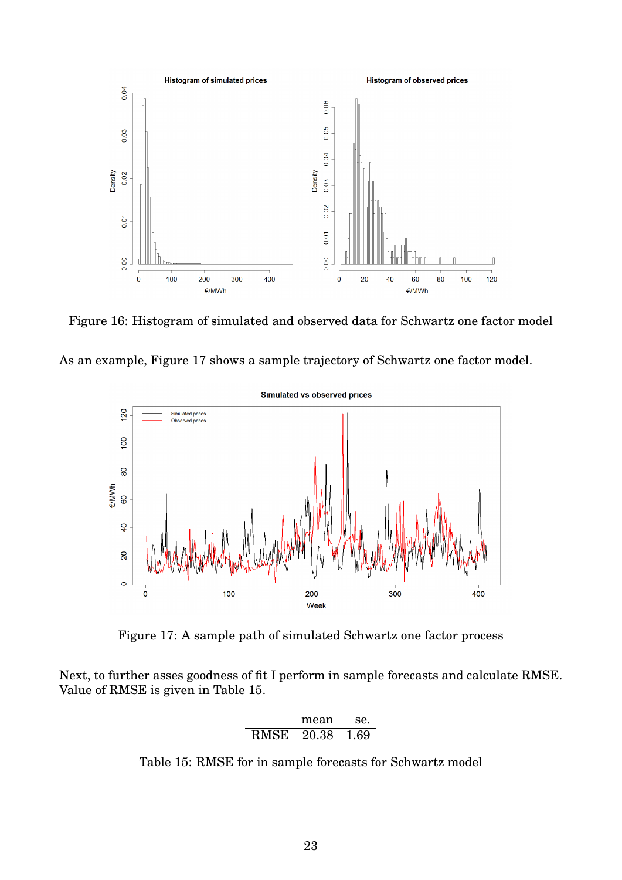Figure 16: Histogram of simulated and observed data for Schwartz one factor model

As an example, Figure 17 shows a sample trajectory of Schwartz one factor model.

Figure 17: A sample path of simulated Schwartz one factor process

Next, to further asses goodness of fit I perform in sample forecasts and calculate RMSE. Value of RMSE is given in Table 15.

| | mean | se. |
|---|---|---|
| RMSE | 20.38 | 1.69 |

Table 15: RMSE for in sample forecasts for Schwartz model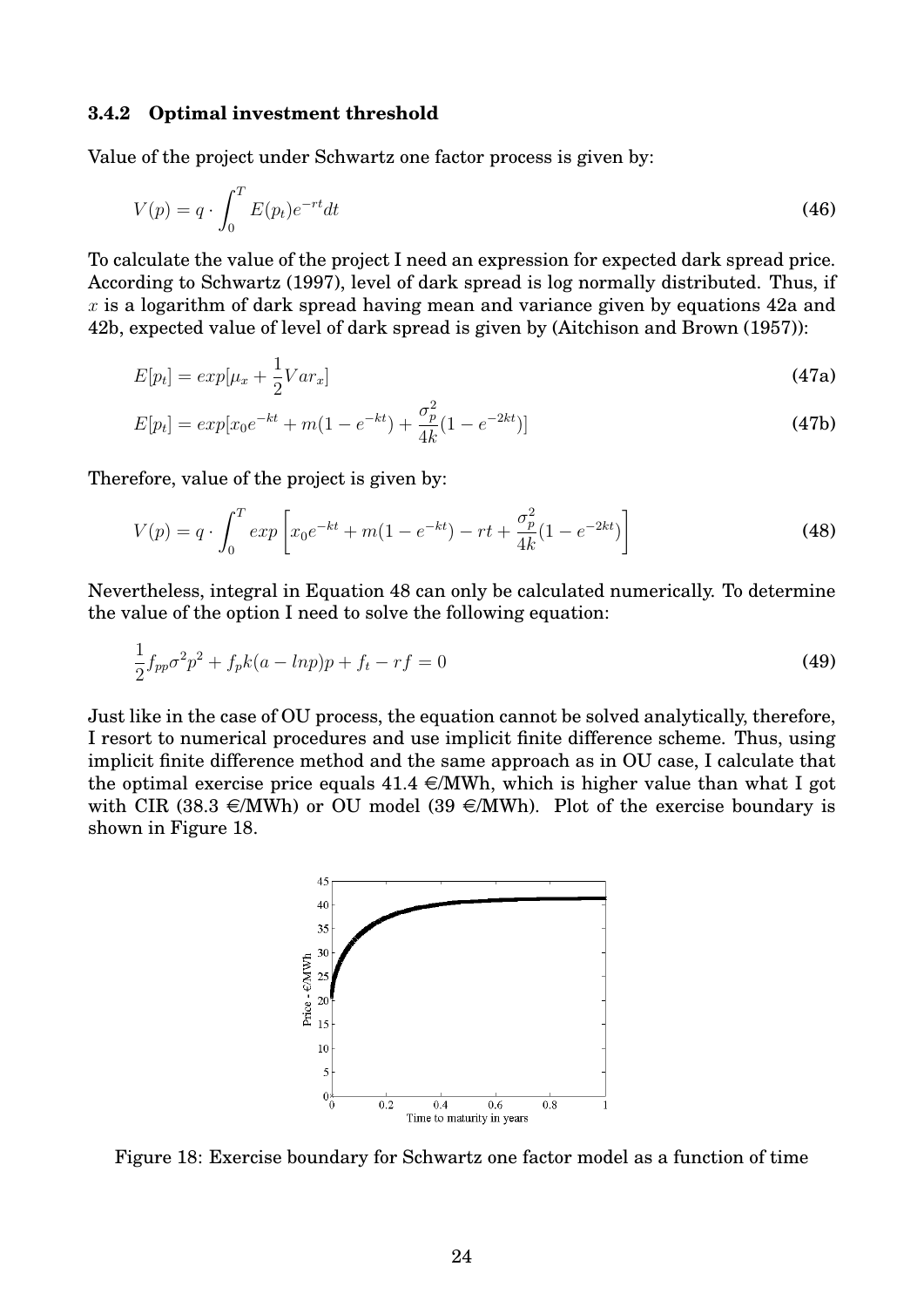### 3.4.2 Optimal investment threshold

Value of the project under Schwartz one factor process is given by:

$$V(p) = q \cdot \int_0^T E(p_t) e^{-rt} dt \tag{46}$$

To calculate the value of the project I need an expression for expected dark spread price. According to Schwartz (1997), level of dark spread is log normally distributed. Thus, if $x$ is a logarithm of dark spread having mean and variance given by equations 42a and 42b, expected value of level of dark spread is given by (Aitchison and Brown (1957)):

$$E[p_t] = exp[\mu_x + \frac{1}{2} Var_x] \tag{47a}$$

$$E[p_t] = exp[x_0 e^{-kt} + m(1 - e^{-kt}) + \frac{\sigma_p^2}{4k}(1 - e^{-2kt})] \tag{47b}$$

Therefore, value of the project is given by:

$$V(p) = q \cdot \int_0^T exp\left[x_0 e^{-kt} + m(1 - e^{-kt}) - rt + \frac{\sigma_p^2}{4k}(1 - e^{-2kt})\right] \tag{48}$$

Nevertheless, integral in Equation 48 can only be calculated numerically. To determine the value of the option I need to solve the following equation:

$$\frac{1}{2} f_{pp} \sigma^2 p^2 + f_p k(a - lnp)p + f_t - rf = 0 \tag{49}$$

Just like in the case of OU process, the equation cannot be solved analytically, therefore, I resort to numerical procedures and use implicit finite difference scheme. Thus, using implicit finite difference method and the same approach as in OU case, I calculate that the optimal exercise price equals 41.4 €/MWh, which is higher value than what I got with CIR (38.3 €/MWh) or OU model (39 €/MWh). Plot of the exercise boundary is shown in Figure 18.

Figure 18: Exercise boundary for Schwartz one factor model as a function of time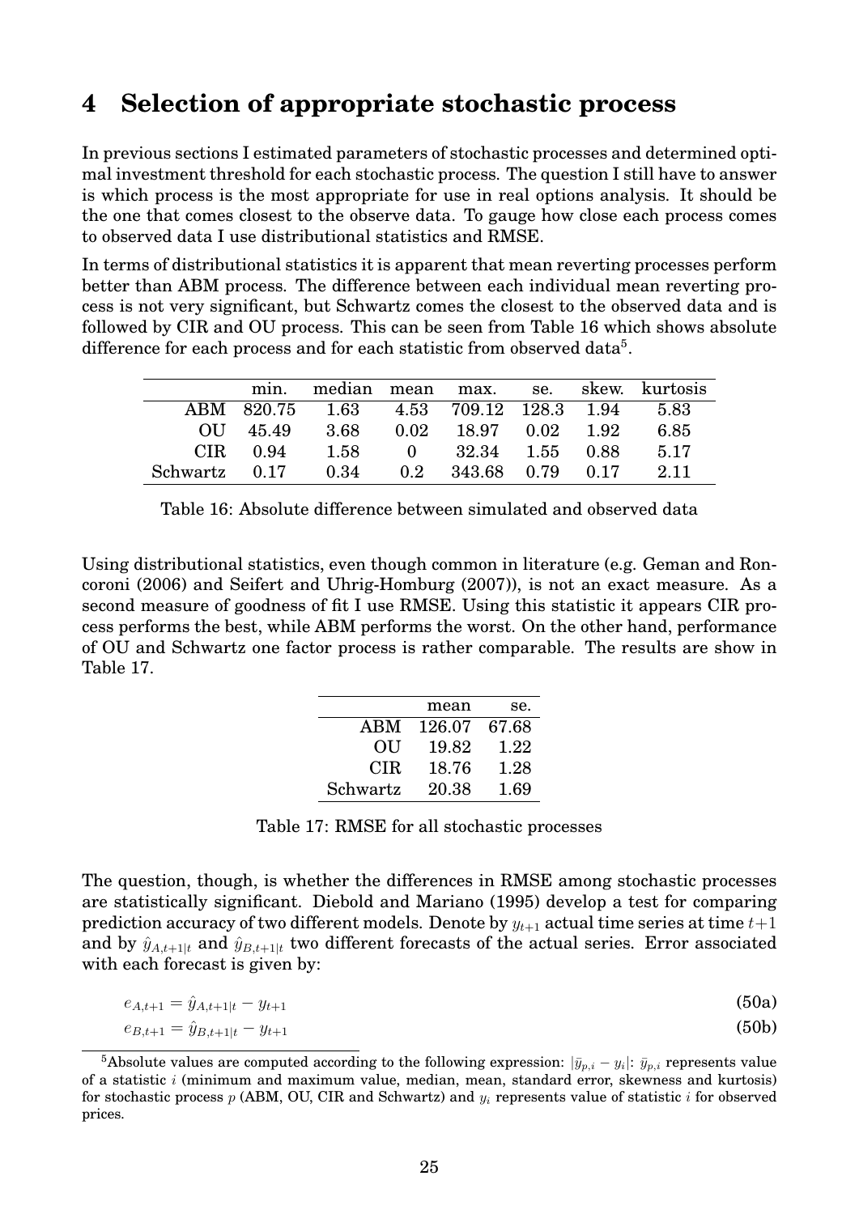# 4 Selection of appropriate stochastic process

In previous sections I estimated parameters of stochastic processes and determined optimal investment threshold for each stochastic process. The question I still have to answer is which process is the most appropriate for use in real options analysis. It should be the one that comes closest to the observe data. To gauge how close each process comes to observed data I use distributional statistics and RMSE.

In terms of distributional statistics it is apparent that mean reverting processes perform better than ABM process. The difference between each individual mean reverting process is not very significant, but Schwartz comes the closest to the observed data and is followed by CIR and OU process. This can be seen from Table 16 which shows absolute difference for each process and for each statistic from observed data[5].

| | min. | median | mean | max. | se. | skew. | kurtosis |
|---|---|---|---|---|---|---|---|
| ABM | 820.75 | 1.63 | 4.53 | 709.12 | 128.3 | 1.94 | 5.83 |
| OU | 45.49 | 3.68 | 0.02 | 18.97 | 0.02 | 1.92 | 6.85 |
| CIR | 0.94 | 1.58 | 0 | 32.34 | 1.55 | 0.88 | 5.17 |
| Schwartz | 0.17 | 0.34 | 0.2 | 343.68 | 0.79 | 0.17 | 2.11 |

Table 16: Absolute difference between simulated and observed data

Using distributional statistics, even though common in literature (e.g. Geman and Roncoroni (2006) and Seifert and Uhrig-Homburg (2007)), is not an exact measure. As a second measure of goodness of fit I use RMSE. Using this statistic it appears CIR process performs the best, while ABM performs the worst. On the other hand, performance of OU and Schwartz one factor process is rather comparable. The results are show in Table 17.

| | mean | se. |
|---|---|---|
| ABM | 126.07 | 67.68 |
| OU | 19.82 | 1.22 |
| CIR | 18.76 | 1.28 |
| Schwartz | 20.38 | 1.69 |

Table 17: RMSE for all stochastic processes

The question, though, is whether the differences in RMSE among stochastic processes are statistically significant. Diebold and Mariano (1995) develop a test for comparing prediction accuracy of two different models. Denote by $y_{t+1}$ actual time series at time $t+1$ and by $\hat{y}_{A,t+1|t}$ and $\hat{y}_{B,t+1|t}$ two different forecasts of the actual series. Error associated with each forecast is given by:

$$e_{A,t+1} = \hat{y}_{A,t+1|t} - y_{t+1} \tag{50a}$$

$$e_{B,t+1} = \hat{y}_{B,t+1|t} - y_{t+1} \tag{50b}$$

[5] Absolute values are computed according to the following expression: $|\bar{y}_{p,i} - y_i|$: $\bar{y}_{p,i}$ represents value of a statistic $i$ (minimum and maximum value, median, mean, standard error, skewness and kurtosis) for stochastic process $p$ (ABM, OU, CIR and Schwartz) and $y_i$ represents value of statistic $i$ for observed prices.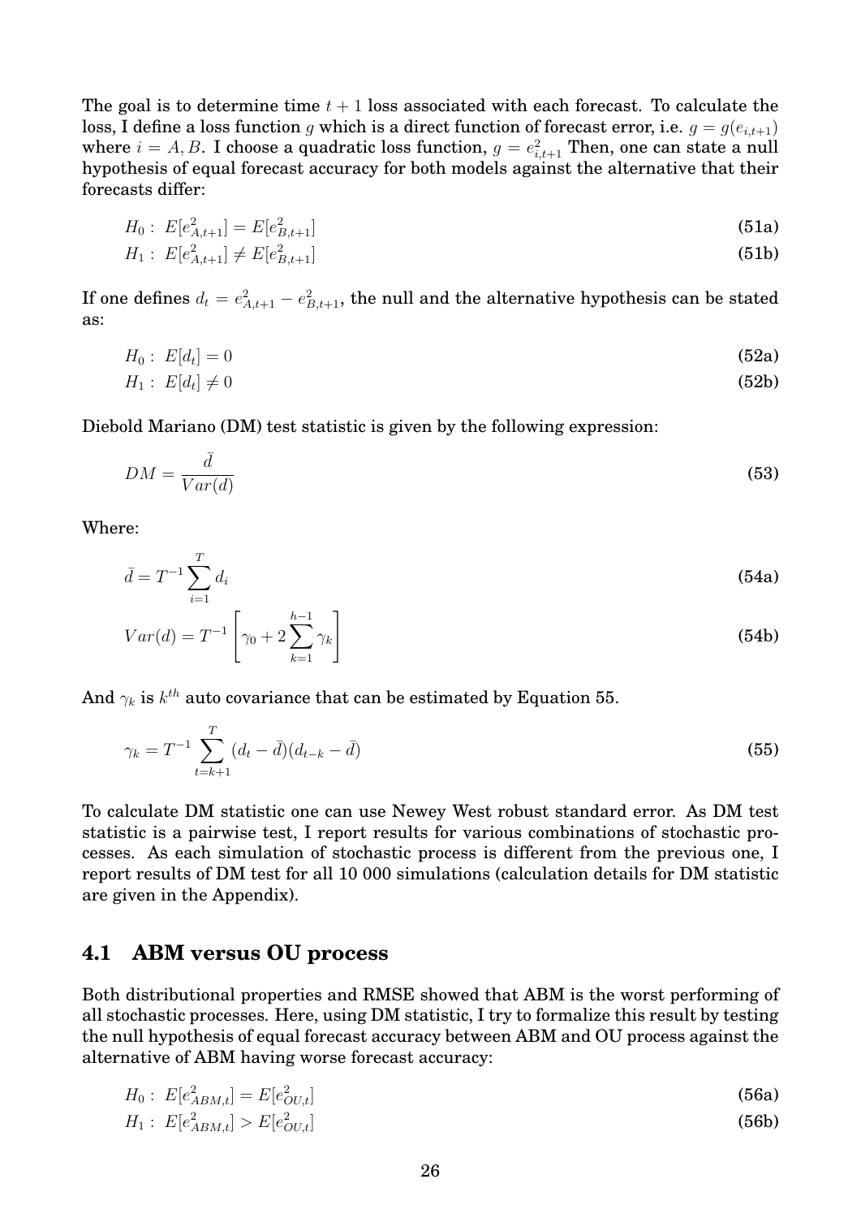The goal is to determine time $t+1$ loss associated with each forecast. To calculate the loss, I define a loss function $g$ which is a direct function of forecast error, i.e. $g = g(e_{i,t+1})$ where $i = A, B$. I choose a quadratic loss function, $g = e_{i,t+1}^2$ Then, one can state a null hypothesis of equal forecast accuracy for both models against the alternative that their forecasts differ:

$$H_0: \; E[e_{A,t+1}^2] = E[e_{B,t+1}^2] \tag{51a}$$

$$H_1: \; E[e_{A,t+1}^2] \neq E[e_{B,t+1}^2] \tag{51b}$$

If one defines $d_t = e_{A,t+1}^2 - e_{B,t+1}^2$, the null and the alternative hypothesis can be stated as:

$$H_0: \; E[d_t] = 0 \tag{52a}$$

$$H_1: \; E[d_t] \neq 0 \tag{52b}$$

Diebold Mariano (DM) test statistic is given by the following expression:

$$DM = \frac{\bar{d}}{Var(d)} \tag{53}$$

Where:

$$\bar{d} = T^{-1} \sum_{i=1}^{T} d_i \tag{54a}$$

$$Var(d) = T^{-1} \left[ \gamma_0 + 2 \sum_{k=1}^{h-1} \gamma_k \right] \tag{54b}$$

And $\gamma_k$ is $k^{th}$ auto covariance that can be estimated by Equation 55.

$$\gamma_k = T^{-1} \sum_{t=k+1}^{T} (d_t - \bar{d})(d_{t-k} - \bar{d}) \tag{55}$$

To calculate DM statistic one can use Newey West robust standard error. As DM test statistic is a pairwise test, I report results for various combinations of stochastic processes. As each simulation of stochastic process is different from the previous one, I report results of DM test for all 10 000 simulations (calculation details for DM statistic are given in the Appendix).

## 4.1 ABM versus OU process

Both distributional properties and RMSE showed that ABM is the worst performing of all stochastic processes. Here, using DM statistic, I try to formalize this result by testing the null hypothesis of equal forecast accuracy between ABM and OU process against the alternative of ABM having worse forecast accuracy:

$$H_0: \; E[e_{ABM,t}^2] = E[e_{OU,t}^2] \tag{56a}$$

$$H_1: \; E[e_{ABM,t}^2] > E[e_{OU,t}^2] \tag{56b}$$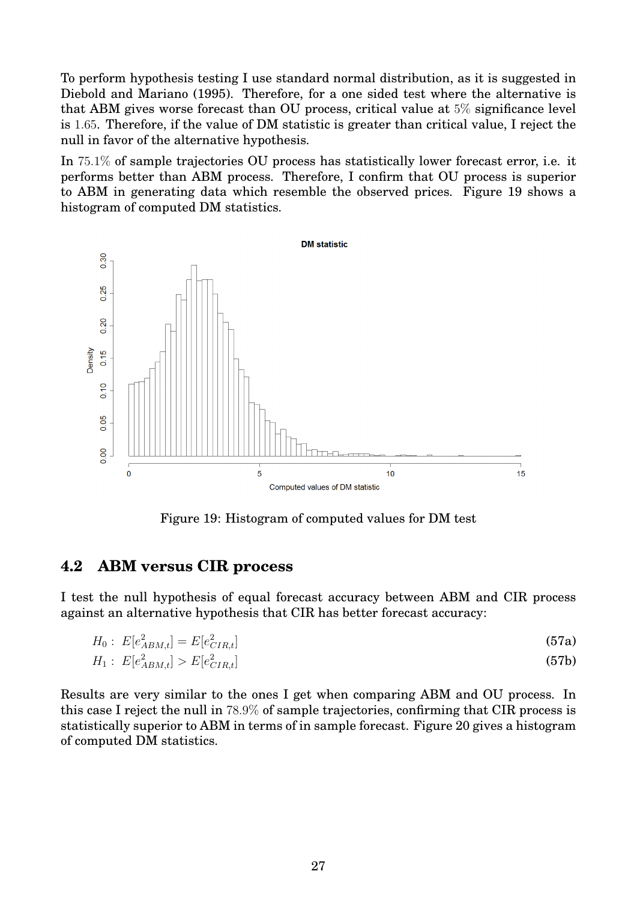To perform hypothesis testing I use standard normal distribution, as it is suggested in Diebold and Mariano (1995). Therefore, for a one sided test where the alternative is that ABM gives worse forecast than OU process, critical value at 5% significance level is 1.65. Therefore, if the value of DM statistic is greater than critical value, I reject the null in favor of the alternative hypothesis.

In 75.1% of sample trajectories OU process has statistically lower forecast error, i.e. it performs better than ABM process. Therefore, I confirm that OU process is superior to ABM in generating data which resemble the observed prices. Figure 19 shows a histogram of computed DM statistics.

Figure 19: Histogram of computed values for DM test

## 4.2 ABM versus CIR process

I test the null hypothesis of equal forecast accuracy between ABM and CIR process against an alternative hypothesis that CIR has better forecast accuracy:

$$H_0: \; E[e^2_{ABM,t}] = E[e^2_{CIR,t}] \tag{57a}$$

$$H_1: \; E[e^2_{ABM,t}] > E[e^2_{CIR,t}] \tag{57b}$$

Results are very similar to the ones I get when comparing ABM and OU process. In this case I reject the null in 78.9% of sample trajectories, confirming that CIR process is statistically superior to ABM in terms of in sample forecast. Figure 20 gives a histogram of computed DM statistics.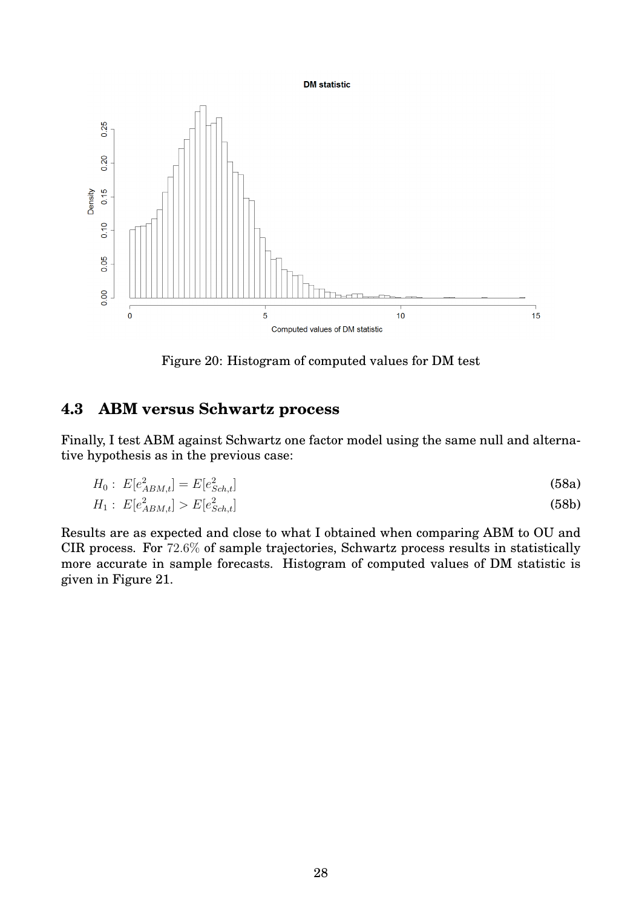Figure 20: Histogram of computed values for DM test

## 4.3 ABM versus Schwartz process

Finally, I test ABM against Schwartz one factor model using the same null and alternative hypothesis as in the previous case:

$$H_0: \ E[e^2_{ABM,t}] = E[e^2_{Sch,t}] \tag{58a}$$

$$H_1: \ E[e^2_{ABM,t}] > E[e^2_{Sch,t}] \tag{58b}$$

Results are as expected and close to what I obtained when comparing ABM to OU and CIR process. For $72.6\%$ of sample trajectories, Schwartz process results in statistically more accurate in sample forecasts. Histogram of computed values of DM statistic is given in Figure 21.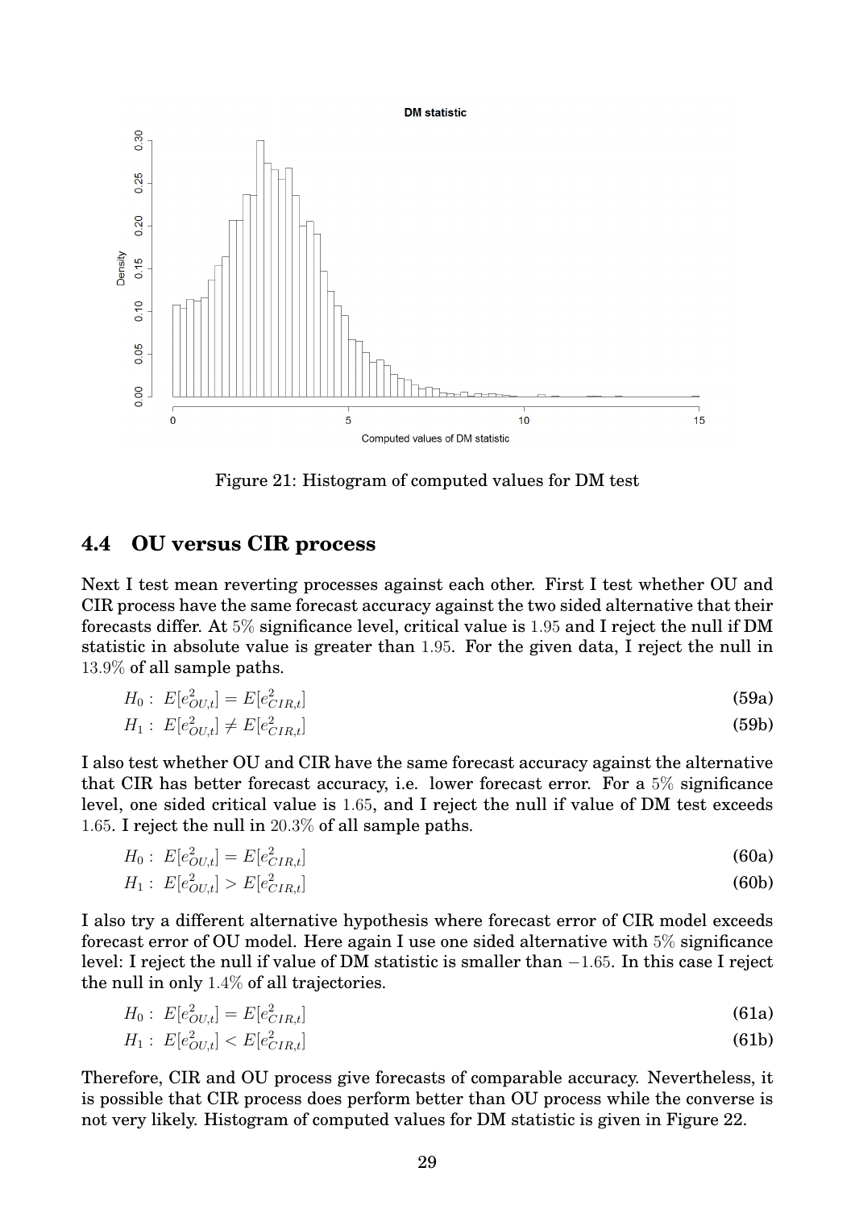Figure 21: Histogram of computed values for DM test

## 4.4 OU versus CIR process

Next I test mean reverting processes against each other. First I test whether OU and CIR process have the same forecast accuracy against the two sided alternative that their forecasts differ. At $5\%$ significance level, critical value is $1.95$ and I reject the null if DM statistic in absolute value is greater than $1.95$. For the given data, I reject the null in $13.9\%$ of all sample paths.

$$H_0 : \; E[e^2_{OU,t}] = E[e^2_{CIR,t}] \tag{59a}$$

$$H_1 : \; E[e^2_{OU,t}] \neq E[e^2_{CIR,t}] \tag{59b}$$

I also test whether OU and CIR have the same forecast accuracy against the alternative that CIR has better forecast accuracy, i.e. lower forecast error. For a $5\%$ significance level, one sided critical value is $1.65$, and I reject the null if value of DM test exceeds $1.65$. I reject the null in $20.3\%$ of all sample paths.

$$H_0 : \; E[e^2_{OU,t}] = E[e^2_{CIR,t}] \tag{60a}$$

$$H_1 : \; E[e^2_{OU,t}] > E[e^2_{CIR,t}] \tag{60b}$$

I also try a different alternative hypothesis where forecast error of CIR model exceeds forecast error of OU model. Here again I use one sided alternative with $5\%$ significance level: I reject the null if value of DM statistic is smaller than $-1.65$. In this case I reject the null in only $1.4\%$ of all trajectories.

$$H_0 : \; E[e^2_{OU,t}] = E[e^2_{CIR,t}] \tag{61a}$$

$$H_1 : \; E[e^2_{OU,t}] < E[e^2_{CIR,t}] \tag{61b}$$

Therefore, CIR and OU process give forecasts of comparable accuracy. Nevertheless, it is possible that CIR process does perform better than OU process while the converse is not very likely. Histogram of computed values for DM statistic is given in Figure 22.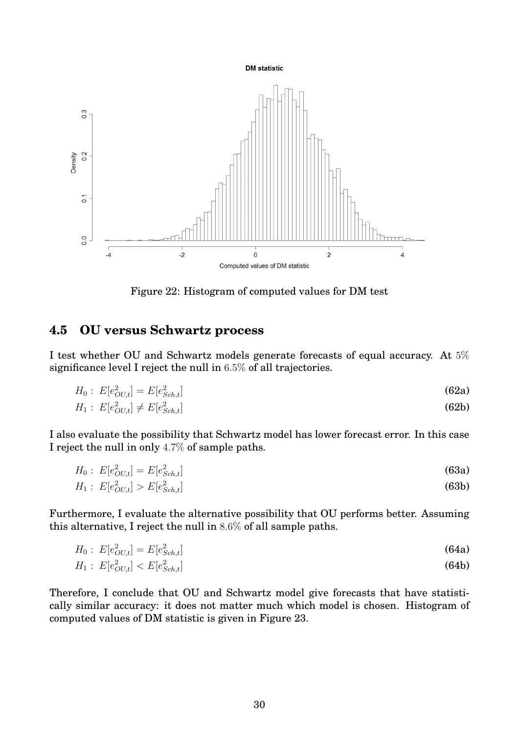Figure 22: Histogram of computed values for DM test

## 4.5 OU versus Schwartz process

I test whether OU and Schwartz models generate forecasts of equal accuracy. At $5\%$ significance level I reject the null in $6.5\%$ of all trajectories.

$$H_0: \ E[e^2_{OU,t}] = E[e^2_{Sch,t}] \tag{62a}$$

$$H_1: \ E[e^2_{OU,t}] \neq E[e^2_{Sch,t}] \tag{62b}$$

I also evaluate the possibility that Schwartz model has lower forecast error. In this case I reject the null in only $4.7\%$ of sample paths.

$$H_0: \ E[e^2_{OU,t}] = E[e^2_{Sch,t}] \tag{63a}$$

$$H_1: \ E[e^2_{OU,t}] > E[e^2_{Sch,t}] \tag{63b}$$

Furthermore, I evaluate the alternative possibility that OU performs better. Assuming this alternative, I reject the null in $8.6\%$ of all sample paths.

$$H_0: \ E[e^2_{OU,t}] = E[e^2_{Sch,t}] \tag{64a}$$

$$H_1: \ E[e^2_{OU,t}] < E[e^2_{Sch,t}] \tag{64b}$$

Therefore, I conclude that OU and Schwartz model give forecasts that have statistically similar accuracy: it does not matter much which model is chosen. Histogram of computed values of DM statistic is given in Figure 23.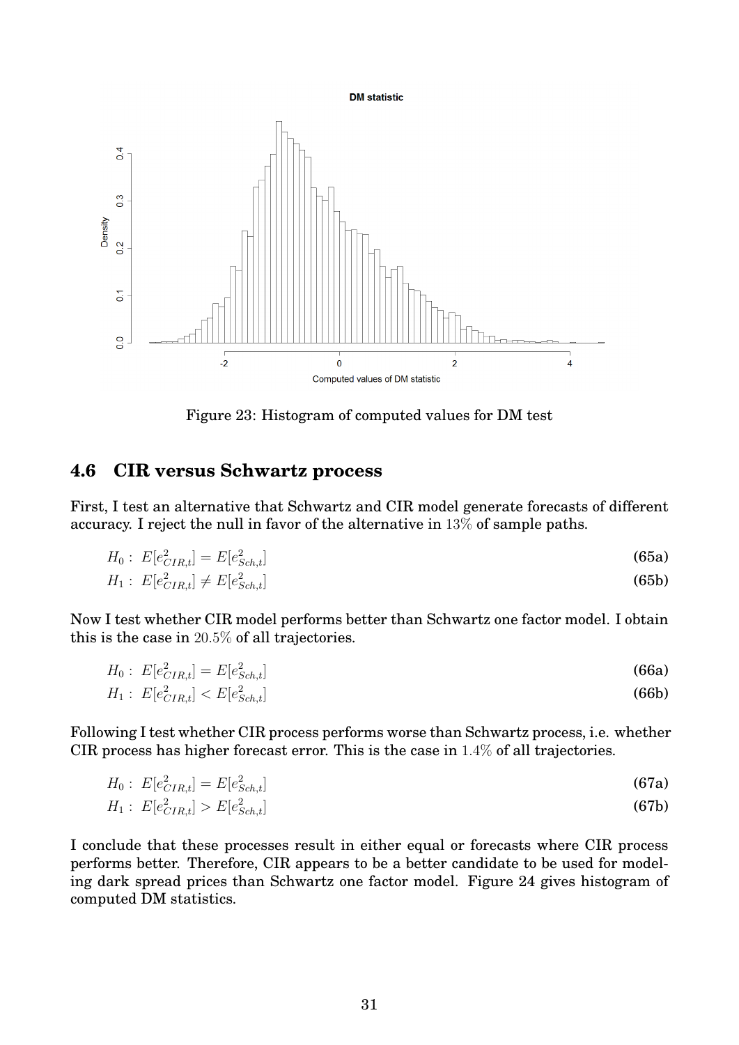Figure 23: Histogram of computed values for DM test

## 4.6 CIR versus Schwartz process

First, I test an alternative that Schwartz and CIR model generate forecasts of different accuracy. I reject the null in favor of the alternative in $13\%$ of sample paths.

$$H_0: \; E[e^2_{CIR,t}] = E[e^2_{Sch,t}] \tag{65a}$$

$$H_1: \; E[e^2_{CIR,t}] \neq E[e^2_{Sch,t}] \tag{65b}$$

Now I test whether CIR model performs better than Schwartz one factor model. I obtain this is the case in $20.5\%$ of all trajectories.

$$H_0: \; E[e^2_{CIR,t}] = E[e^2_{Sch,t}] \tag{66a}$$

$$H_1: \; E[e^2_{CIR,t}] < E[e^2_{Sch,t}] \tag{66b}$$

Following I test whether CIR process performs worse than Schwartz process, i.e. whether CIR process has higher forecast error. This is the case in $1.4\%$ of all trajectories.

$$H_0: \; E[e^2_{CIR,t}] = E[e^2_{Sch,t}] \tag{67a}$$

$$H_1: \; E[e^2_{CIR,t}] > E[e^2_{Sch,t}] \tag{67b}$$

I conclude that these processes result in either equal or forecasts where CIR process performs better. Therefore, CIR appears to be a better candidate to be used for modeling dark spread prices than Schwartz one factor model. Figure 24 gives histogram of computed DM statistics.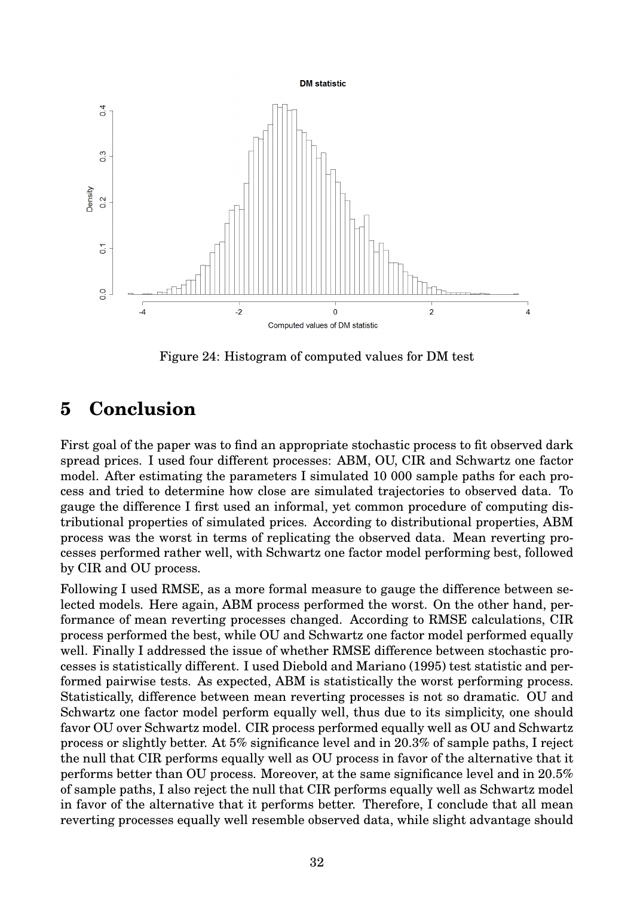Figure 24: Histogram of computed values for DM test

# 5 Conclusion

First goal of the paper was to find an appropriate stochastic process to fit observed dark spread prices. I used four different processes: ABM, OU, CIR and Schwartz one factor model. After estimating the parameters I simulated 10 000 sample paths for each process and tried to determine how close are simulated trajectories to observed data. To gauge the difference I first used an informal, yet common procedure of computing distributional properties of simulated prices. According to distributional properties, ABM process was the worst in terms of replicating the observed data. Mean reverting processes performed rather well, with Schwartz one factor model performing best, followed by CIR and OU process.

Following I used RMSE, as a more formal measure to gauge the difference between selected models. Here again, ABM process performed the worst. On the other hand, performance of mean reverting processes changed. According to RMSE calculations, CIR process performed the best, while OU and Schwartz one factor model performed equally well. Finally I addressed the issue of whether RMSE difference between stochastic processes is statistically different. I used Diebold and Mariano (1995) test statistic and performed pairwise tests. As expected, ABM is statistically the worst performing process. Statistically, difference between mean reverting processes is not so dramatic. OU and Schwartz one factor model perform equally well, thus due to its simplicity, one should favor OU over Schwartz model. CIR process performed equally well as OU and Schwartz process or slightly better. At 5% significance level and in 20.3% of sample paths, I reject the null that CIR performs equally well as OU process in favor of the alternative that it performs better than OU process. Moreover, at the same significance level and in 20.5% of sample paths, I also reject the null that CIR performs equally well as Schwartz model in favor of the alternative that it performs better. Therefore, I conclude that all mean reverting processes equally well resemble observed data, while slight advantage should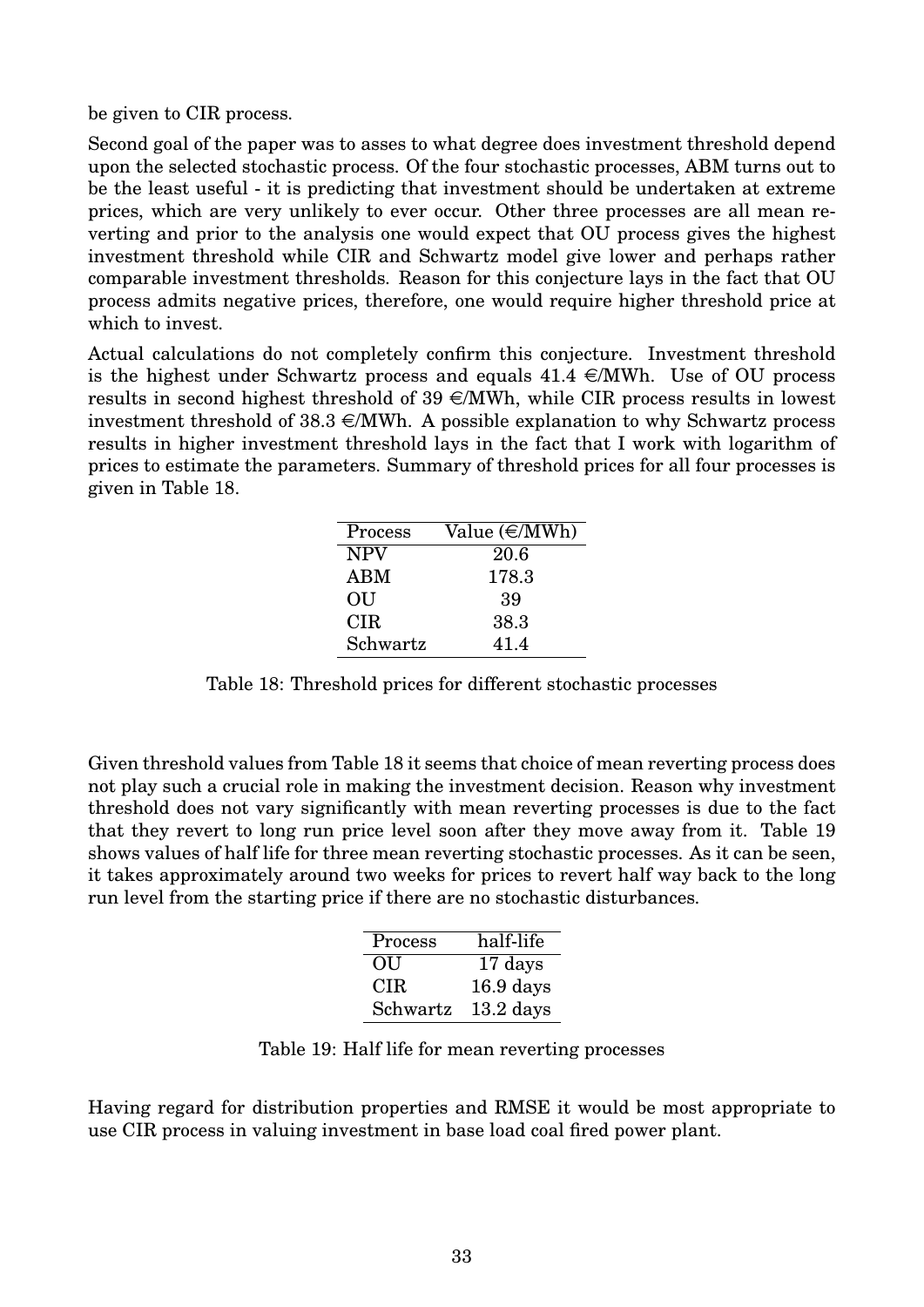be given to CIR process.

Second goal of the paper was to asses to what degree does investment threshold depend upon the selected stochastic process. Of the four stochastic processes, ABM turns out to be the least useful - it is predicting that investment should be undertaken at extreme prices, which are very unlikely to ever occur. Other three processes are all mean reverting and prior to the analysis one would expect that OU process gives the highest investment threshold while CIR and Schwartz model give lower and perhaps rather comparable investment thresholds. Reason for this conjecture lays in the fact that OU process admits negative prices, therefore, one would require higher threshold price at which to invest.

Actual calculations do not completely confirm this conjecture. Investment threshold is the highest under Schwartz process and equals 41.4 €/MWh. Use of OU process results in second highest threshold of 39 €/MWh, while CIR process results in lowest investment threshold of 38.3 €/MWh. A possible explanation to why Schwartz process results in higher investment threshold lays in the fact that I work with logarithm of prices to estimate the parameters. Summary of threshold prices for all four processes is given in Table 18.

| Process | Value (€/MWh) |
|---|---|
| NPV | 20.6 |
| ABM | 178.3 |
| OU | 39 |
| CIR | 38.3 |
| Schwartz | 41.4 |

Table 18: Threshold prices for different stochastic processes

Given threshold values from Table 18 it seems that choice of mean reverting process does not play such a crucial role in making the investment decision. Reason why investment threshold does not vary significantly with mean reverting processes is due to the fact that they revert to long run price level soon after they move away from it. Table 19 shows values of half life for three mean reverting stochastic processes. As it can be seen, it takes approximately around two weeks for prices to revert half way back to the long run level from the starting price if there are no stochastic disturbances.

| Process | half-life |
|---|---|
| OU | 17 days |
| CIR | 16.9 days |
| Schwartz | 13.2 days |

Table 19: Half life for mean reverting processes

Having regard for distribution properties and RMSE it would be most appropriate to use CIR process in valuing investment in base load coal fired power plant.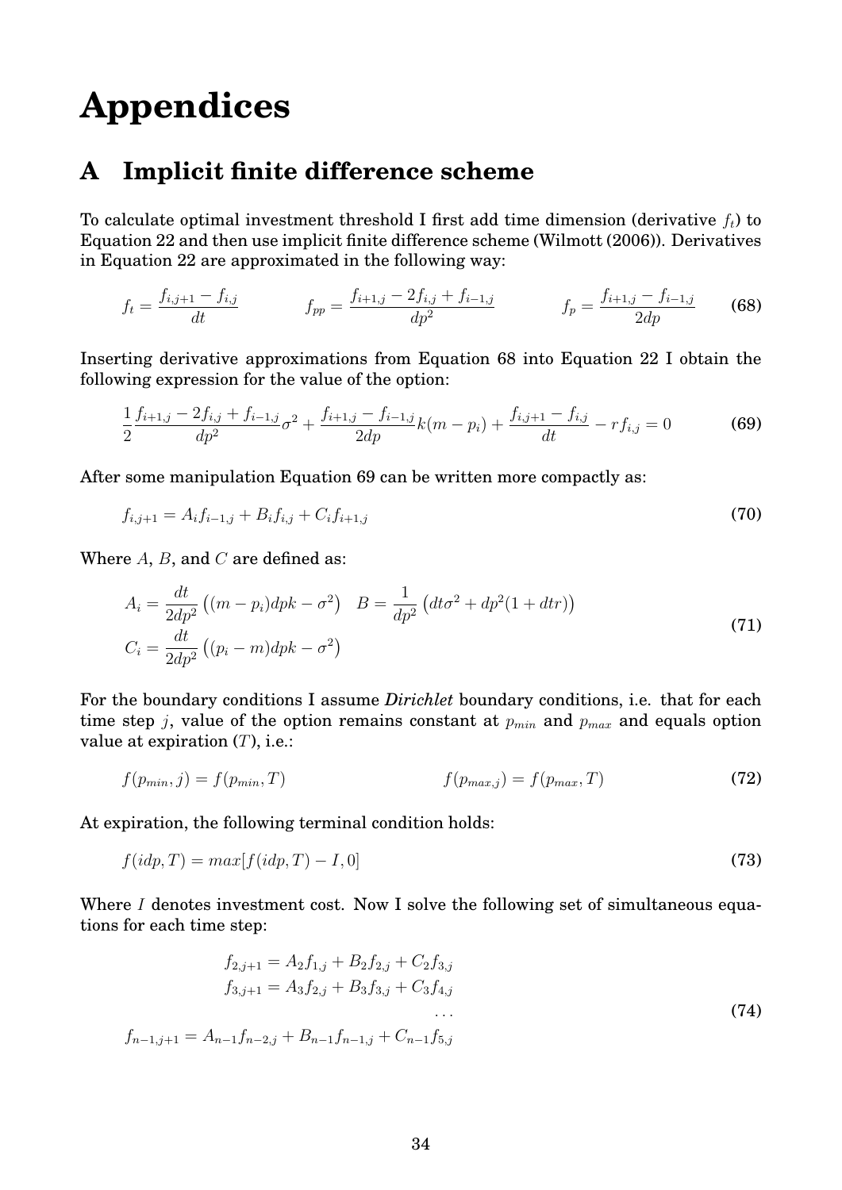# Appendices

## A Implicit finite difference scheme

To calculate optimal investment threshold I first add time dimension (derivative $f_t$) to Equation 22 and then use implicit finite difference scheme (Wilmott (2006)). Derivatives in Equation 22 are approximated in the following way:

$$f_t = \frac{f_{i,j+1} - f_{i,j}}{dt} \qquad f_{pp} = \frac{f_{i+1,j} - 2f_{i,j} + f_{i-1,j}}{dp^2} \qquad f_p = \frac{f_{i+1,j} - f_{i-1,j}}{2dp} \tag{68}$$

Inserting derivative approximations from Equation 68 into Equation 22 I obtain the following expression for the value of the option:

$$\frac{1}{2}\frac{f_{i+1,j} - 2f_{i,j} + f_{i-1,j}}{dp^2}\sigma^2 + \frac{f_{i+1,j} - f_{i-1,j}}{2dp}k(m - p_i) + \frac{f_{i,j+1} - f_{i,j}}{dt} - rf_{i,j} = 0 \tag{69}$$

After some manipulation Equation 69 can be written more compactly as:

$$f_{i,j+1} = A_i f_{i-1,j} + B_i f_{i,j} + C_i f_{i+1,j} \tag{70}$$

Where $A$, $B$, and $C$ are defined as:

$$\begin{aligned} A_i &= \frac{dt}{2dp^2}\left((m - p_i)dpk - \sigma^2\right) \quad B = \frac{1}{dp^2}\left(dt\sigma^2 + dp^2(1 + dtr)\right) \\ C_i &= \frac{dt}{2dp^2}\left((p_i - m)dpk - \sigma^2\right) \end{aligned} \tag{71}$$

For the boundary conditions I assume *Dirichlet* boundary conditions, i.e. that for each time step $j$, value of the option remains constant at $p_{min}$ and $p_{max}$ and equals option value at expiration ($T$), i.e.:

$$f(p_{min}, j) = f(p_{min}, T) \qquad f(p_{max,j}) = f(p_{max}, T) \tag{72}$$

At expiration, the following terminal condition holds:

$$f(idp, T) = max[f(idp, T) - I, 0] \tag{73}$$

Where $I$ denotes investment cost. Now I solve the following set of simultaneous equations for each time step:

$$\begin{aligned} f_{2,j+1} &= A_2 f_{1,j} + B_2 f_{2,j} + C_2 f_{3,j} \\ f_{3,j+1} &= A_3 f_{2,j} + B_3 f_{3,j} + C_3 f_{4,j} \\ &\dots \\ f_{n-1,j+1} &= A_{n-1} f_{n-2,j} + B_{n-1} f_{n-1,j} + C_{n-1} f_{5,j} \end{aligned} \tag{74}$$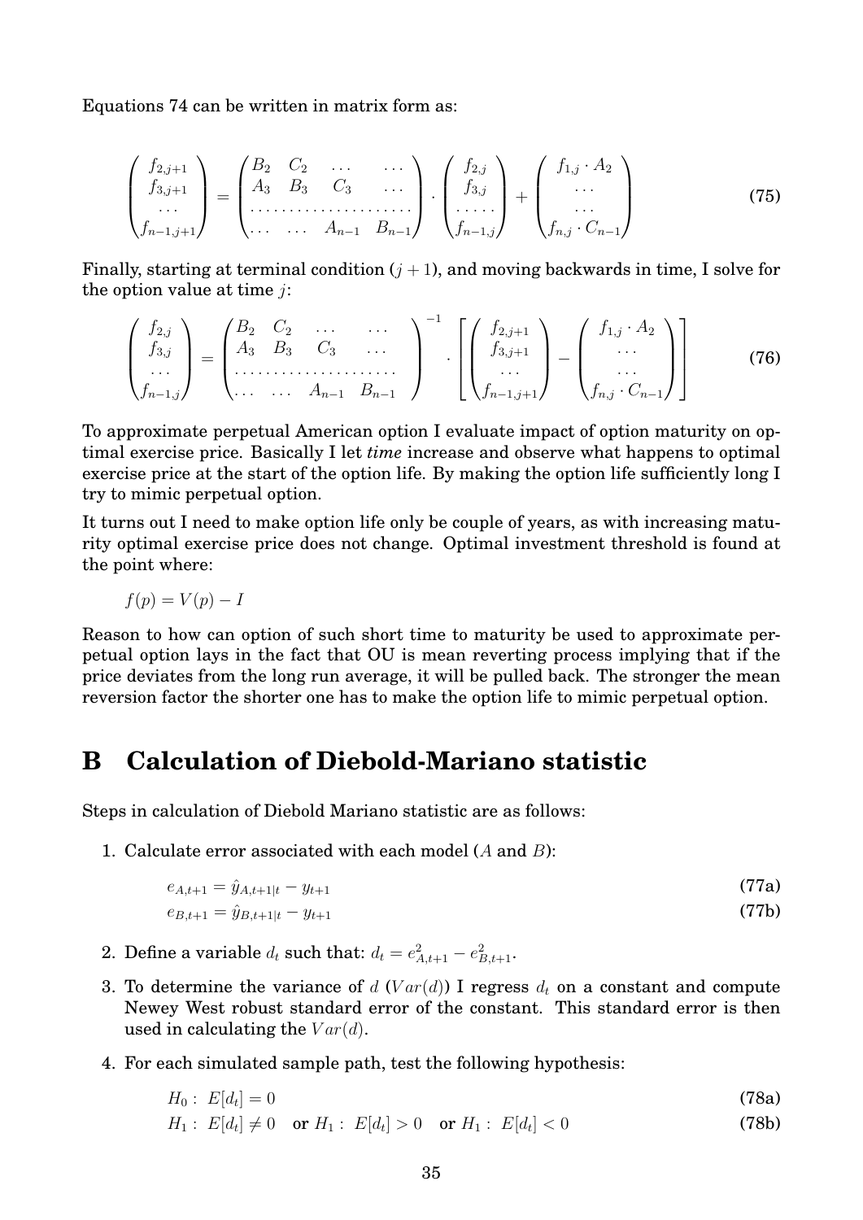Equations 74 can be written in matrix form as:

$$
\begin{pmatrix} f_{2,j+1} \\ f_{3,j+1} \\ \dots \\ f_{n-1,j+1} \end{pmatrix} = \begin{pmatrix} B_2 & C_2 & \dots & \dots \\ A_3 & B_3 & C_3 & \dots \\ \dots & \dots & \dots & \dots \\ \dots & \dots & A_{n-1} & B_{n-1} \end{pmatrix} \cdot \begin{pmatrix} f_{2,j} \\ f_{3,j} \\ \dots \\ f_{n-1,j} \end{pmatrix} + \begin{pmatrix} f_{1,j} \cdot A_2 \\ \dots \\ \dots \\ f_{n,j} \cdot C_{n-1} \end{pmatrix} \tag{75}
$$

Finally, starting at terminal condition ($j+1$), and moving backwards in time, I solve for the option value at time $j$:

$$
\begin{pmatrix} f_{2,j} \\ f_{3,j} \\ \dots \\ f_{n-1,j} \end{pmatrix} = \begin{pmatrix} B_2 & C_2 & \dots & \dots \\ A_3 & B_3 & C_3 & \dots \\ \dots & \dots & \dots & \dots \\ \dots & \dots & A_{n-1} & B_{n-1} \end{pmatrix}^{-1} \cdot \left[ \begin{pmatrix} f_{2,j+1} \\ f_{3,j+1} \\ \dots \\ f_{n-1,j+1} \end{pmatrix} - \begin{pmatrix} f_{1,j} \cdot A_2 \\ \dots \\ \dots \\ f_{n,j} \cdot C_{n-1} \end{pmatrix} \right] \tag{76}
$$

To approximate perpetual American option I evaluate impact of option maturity on optimal exercise price. Basically I let *time* increase and observe what happens to optimal exercise price at the start of the option life. By making the option life sufficiently long I try to mimic perpetual option.

It turns out I need to make option life only be couple of years, as with increasing maturity optimal exercise price does not change. Optimal investment threshold is found at the point where:

$$f(p) = V(p) - I$$

Reason to how can option of such short time to maturity be used to approximate perpetual option lays in the fact that OU is mean reverting process implying that if the price deviates from the long run average, it will be pulled back. The stronger the mean reversion factor the shorter one has to make the option life to mimic perpetual option.

# B Calculation of Diebold-Mariano statistic

Steps in calculation of Diebold Mariano statistic are as follows:

1. Calculate error associated with each model ($A$ and $B$):

$$e_{A,t+1} = \hat{y}_{A,t+1|t} - y_{t+1} \tag{77a}$$

$$e_{B,t+1} = \hat{y}_{B,t+1|t} - y_{t+1} \tag{77b}$$

2. Define a variable $d_t$ such that: $d_t = e^2_{A,t+1} - e^2_{B,t+1}$.

3. To determine the variance of $d$ ($Var(d)$) I regress $d_t$ on a constant and compute Newey West robust standard error of the constant. This standard error is then used in calculating the $Var(d)$.

4. For each simulated sample path, test the following hypothesis:

$$H_0: \; E[d_t] = 0 \tag{78a}$$

$$H_1: \; E[d_t] \neq 0 \quad \text{or } H_1: \; E[d_t] > 0 \quad \text{or } H_1: \; E[d_t] < 0 \tag{78b}$$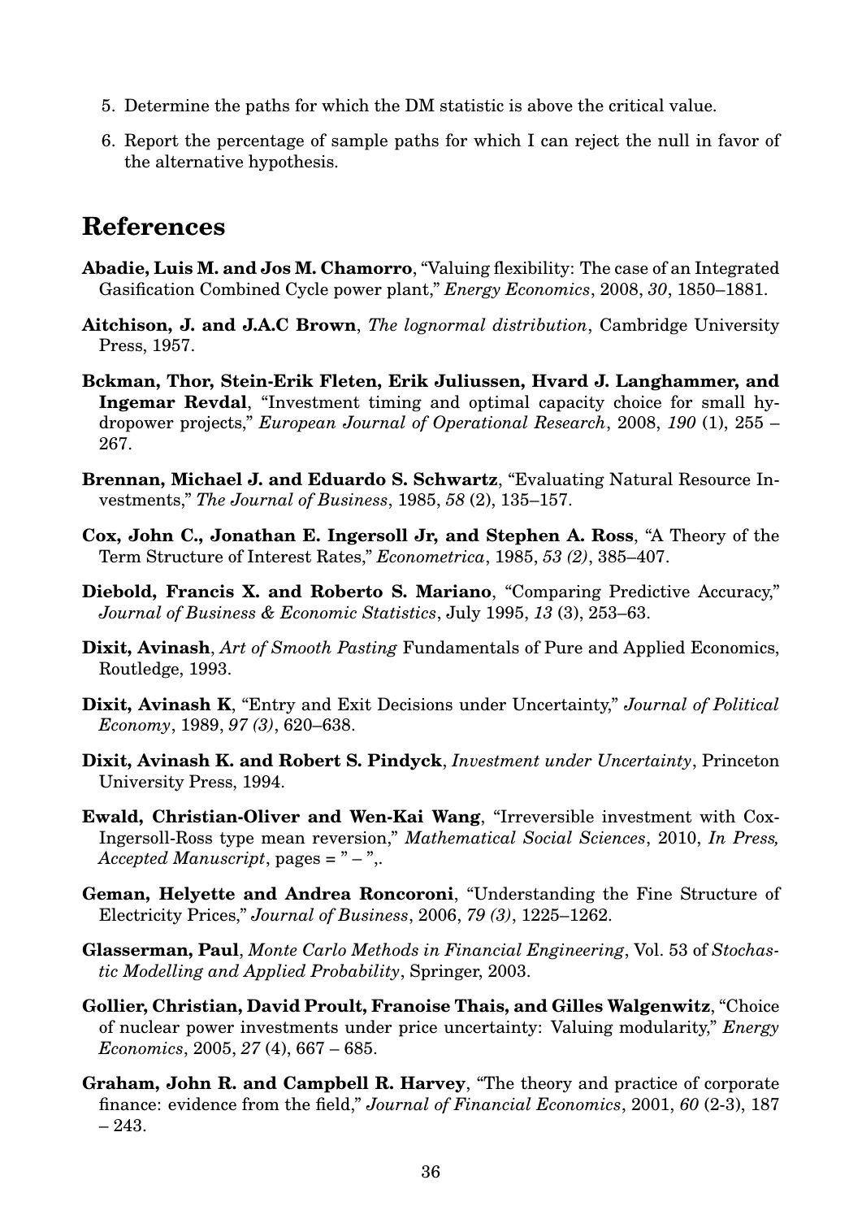5. Determine the paths for which the DM statistic is above the critical value.
6. Report the percentage of sample paths for which I can reject the null in favor of the alternative hypothesis.

# References

**Abadie, Luis M. and Jos M. Chamorro**, "Valuing flexibility: The case of an Integrated Gasification Combined Cycle power plant," *Energy Economics*, 2008, *30*, 1850–1881.

**Aitchison, J. and J.A.C Brown**, *The lognormal distribution*, Cambridge University Press, 1957.

**Bckman, Thor, Stein-Erik Fleten, Erik Juliussen, Hvard J. Langhammer, and Ingemar Revdal**, "Investment timing and optimal capacity choice for small hydropower projects," *European Journal of Operational Research*, 2008, *190* (1), 255 – 267.

**Brennan, Michael J. and Eduardo S. Schwartz**, "Evaluating Natural Resource Investments," *The Journal of Business*, 1985, *58* (2), 135–157.

**Cox, John C., Jonathan E. Ingersoll Jr, and Stephen A. Ross**, "A Theory of the Term Structure of Interest Rates," *Econometrica*, 1985, *53 (2)*, 385–407.

**Diebold, Francis X. and Roberto S. Mariano**, "Comparing Predictive Accuracy," *Journal of Business & Economic Statistics*, July 1995, *13* (3), 253–63.

**Dixit, Avinash**, *Art of Smooth Pasting* Fundamentals of Pure and Applied Economics, Routledge, 1993.

**Dixit, Avinash K**, "Entry and Exit Decisions under Uncertainty," *Journal of Political Economy*, 1989, *97 (3)*, 620–638.

**Dixit, Avinash K. and Robert S. Pindyck**, *Investment under Uncertainty*, Princeton University Press, 1994.

**Ewald, Christian-Oliver and Wen-Kai Wang**, "Irreversible investment with Cox-Ingersoll-Ross type mean reversion," *Mathematical Social Sciences*, 2010, *In Press, Accepted Manuscript*, pages = " – ",.

**Geman, Helyette and Andrea Roncoroni**, "Understanding the Fine Structure of Electricity Prices," *Journal of Business*, 2006, *79 (3)*, 1225–1262.

**Glasserman, Paul**, *Monte Carlo Methods in Financial Engineering*, Vol. 53 of *Stochastic Modelling and Applied Probability*, Springer, 2003.

**Gollier, Christian, David Proult, Franoise Thais, and Gilles Walgenwitz**, "Choice of nuclear power investments under price uncertainty: Valuing modularity," *Energy Economics*, 2005, *27* (4), 667 – 685.

**Graham, John R. and Campbell R. Harvey**, "The theory and practice of corporate finance: evidence from the field," *Journal of Financial Economics*, 2001, *60* (2-3), 187 – 243.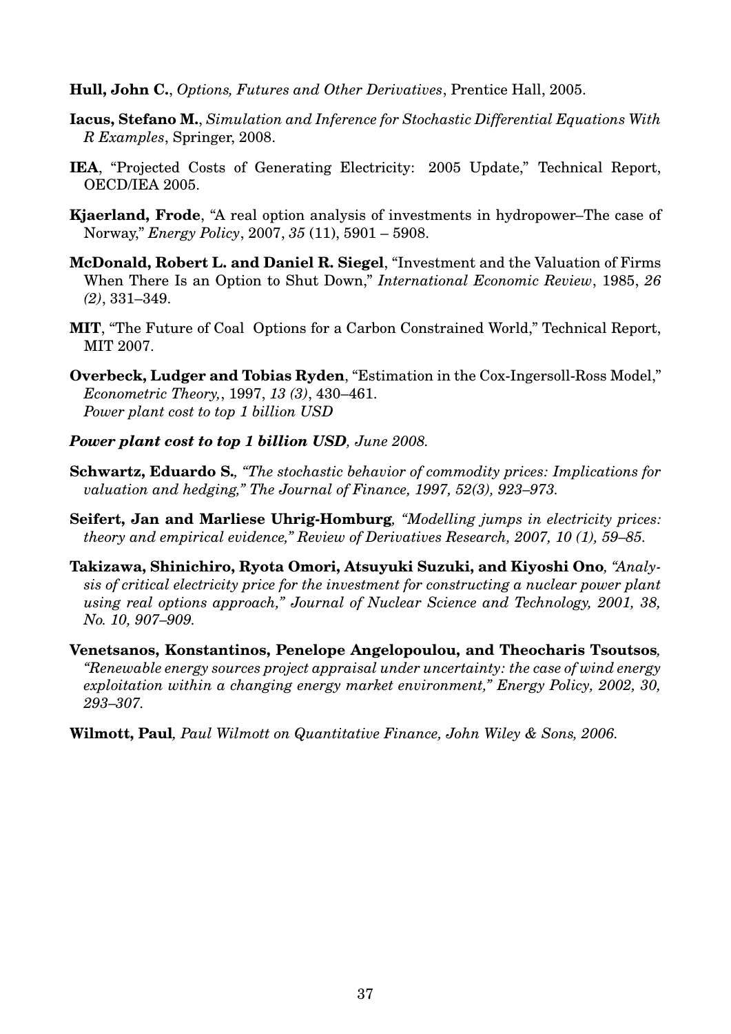**Hull, John C.**, *Options, Futures and Other Derivatives*, Prentice Hall, 2005.

**Iacus, Stefano M.**, *Simulation and Inference for Stochastic Differential Equations With R Examples*, Springer, 2008.

**IEA**, "Projected Costs of Generating Electricity: 2005 Update," Technical Report, OECD/IEA 2005.

**Kjaerland, Frode**, "A real option analysis of investments in hydropower–The case of Norway," *Energy Policy*, 2007, *35* (11), 5901 – 5908.

**McDonald, Robert L. and Daniel R. Siegel**, "Investment and the Valuation of Firms When There Is an Option to Shut Down," *International Economic Review*, 1985, *26 (2)*, 331–349.

**MIT**, "The Future of Coal Options for a Carbon Constrained World," Technical Report, MIT 2007.

**Overbeck, Ludger and Tobias Ryden**, "Estimation in the Cox-Ingersoll-Ross Model," *Econometric Theory,*, 1997, *13 (3)*, 430–461.
*Power plant cost to top 1 billion USD*

***Power plant cost to top 1 billion USD****, June 2008.*

**Schwartz, Eduardo S.***, "The stochastic behavior of commodity prices: Implications for valuation and hedging," The Journal of Finance, 1997, 52(3), 923–973.*

**Seifert, Jan and Marliese Uhrig-Homburg***, "Modelling jumps in electricity prices: theory and empirical evidence," Review of Derivatives Research, 2007, 10 (1), 59–85.*

**Takizawa, Shinichiro, Ryota Omori, Atsuyuki Suzuki, and Kiyoshi Ono***, "Analysis of critical electricity price for the investment for constructing a nuclear power plant using real options approach," Journal of Nuclear Science and Technology, 2001, 38, No. 10, 907–909.*

**Venetsanos, Konstantinos, Penelope Angelopoulou, and Theocharis Tsoutsos***, "Renewable energy sources project appraisal under uncertainty: the case of wind energy exploitation within a changing energy market environment," Energy Policy, 2002, 30, 293–307.*

**Wilmott, Paul***, Paul Wilmott on Quantitative Finance, John Wiley & Sons, 2006.*